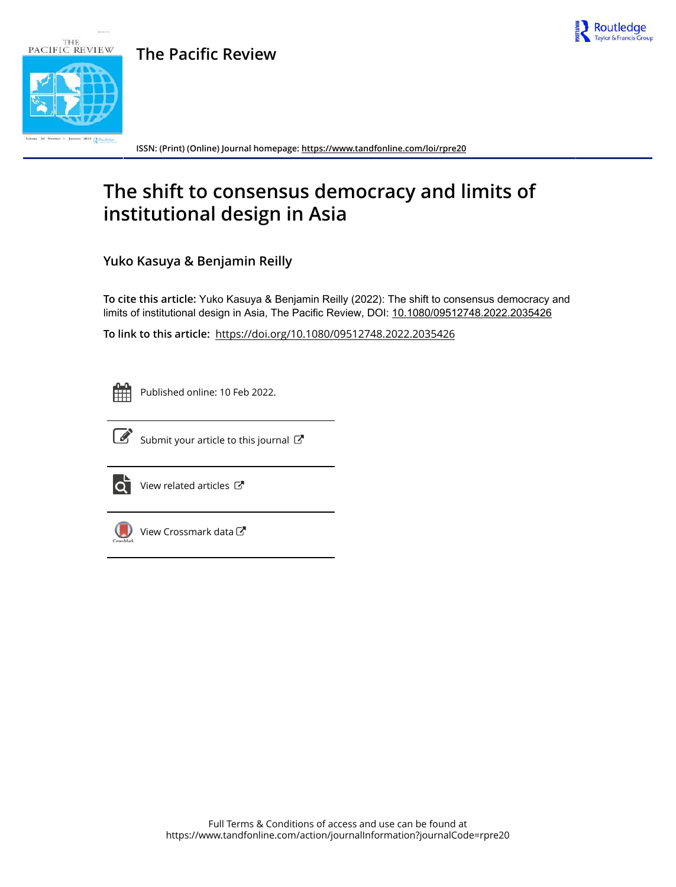# The Pacific Review

ISSN: (Print) (Online) Journal homepage: https://www.tandfonline.com/loi/rpre20

## The shift to consensus democracy and limits of institutional design in Asia

**Yuko Kasuya & Benjamin Reilly**

**To cite this article:** Yuko Kasuya & Benjamin Reilly (2022): The shift to consensus democracy and limits of institutional design in Asia, The Pacific Review, DOI: 10.1080/09512748.2022.2035426

**To link to this article:** https://doi.org/10.1080/09512748.2022.2035426

Published online: 10 Feb 2022.

Submit your article to this journal

View related articles

View Crossmark data

Full Terms & Conditions of access and use can be found at
https://www.tandfonline.com/action/journalInformation?journalCode=rpre20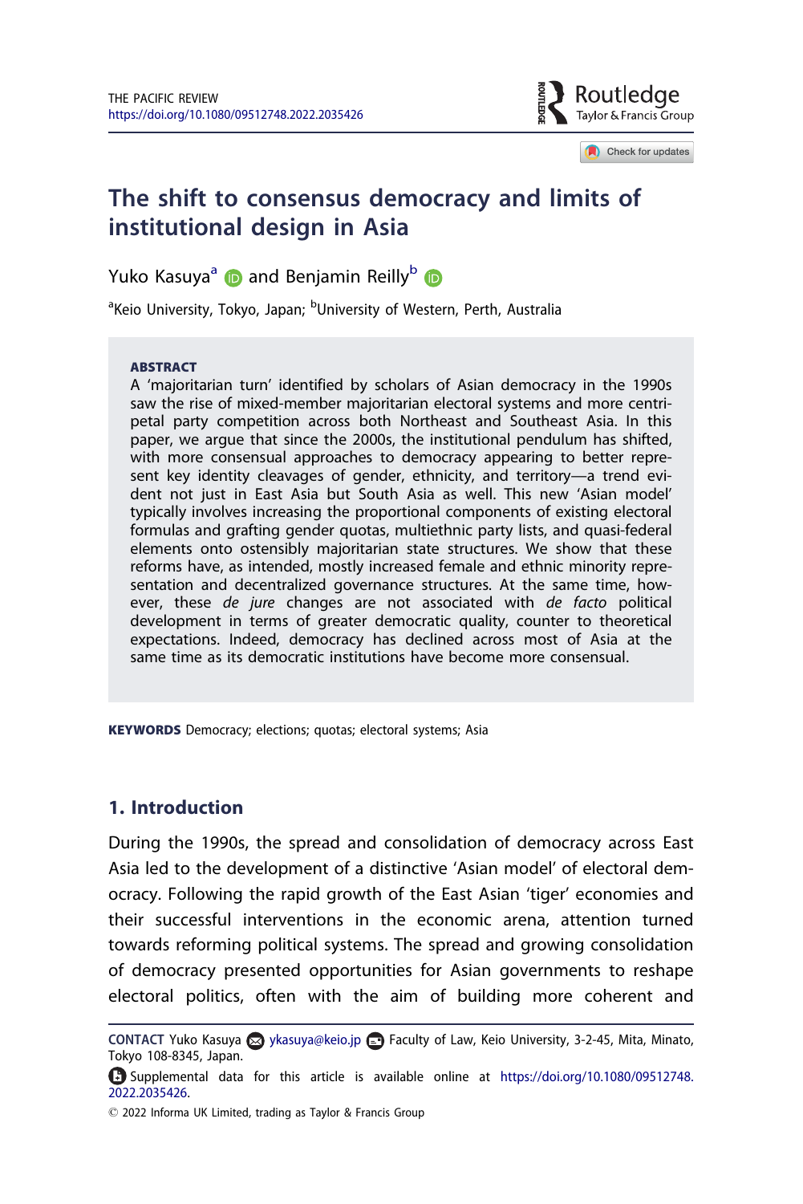# The shift to consensus democracy and limits of institutional design in Asia

Yuko Kasuya[a] and Benjamin Reilly[b]

[a]Keio University, Tokyo, Japan; [b]University of Western, Perth, Australia

**ABSTRACT**

A 'majoritarian turn' identified by scholars of Asian democracy in the 1990s saw the rise of mixed-member majoritarian electoral systems and more centripetal party competition across both Northeast and Southeast Asia. In this paper, we argue that since the 2000s, the institutional pendulum has shifted, with more consensual approaches to democracy appearing to better represent key identity cleavages of gender, ethnicity, and territory—a trend evident not just in East Asia but South Asia as well. This new 'Asian model' typically involves increasing the proportional components of existing electoral formulas and grafting gender quotas, multiethnic party lists, and quasi-federal elements onto ostensibly majoritarian state structures. We show that these reforms have, as intended, mostly increased female and ethnic minority representation and decentralized governance structures. At the same time, however, these *de jure* changes are not associated with *de facto* political development in terms of greater democratic quality, counter to theoretical expectations. Indeed, democracy has declined across most of Asia at the same time as its democratic institutions have become more consensual.

**KEYWORDS** Democracy; elections; quotas; electoral systems; Asia

## 1. Introduction

During the 1990s, the spread and consolidation of democracy across East Asia led to the development of a distinctive 'Asian model' of electoral democracy. Following the rapid growth of the East Asian 'tiger' economies and their successful interventions in the economic arena, attention turned towards reforming political systems. The spread and growing consolidation of democracy presented opportunities for Asian governments to reshape electoral politics, often with the aim of building more coherent and

---

**CONTACT** Yuko Kasuya ykasuya@keio.jp Faculty of Law, Keio University, 3-2-45, Mita, Minato, Tokyo 108-8345, Japan.

Supplemental data for this article is available online at https://doi.org/10.1080/09512748.2022.2035426.

© 2022 Informa UK Limited, trading as Taylor & Francis Group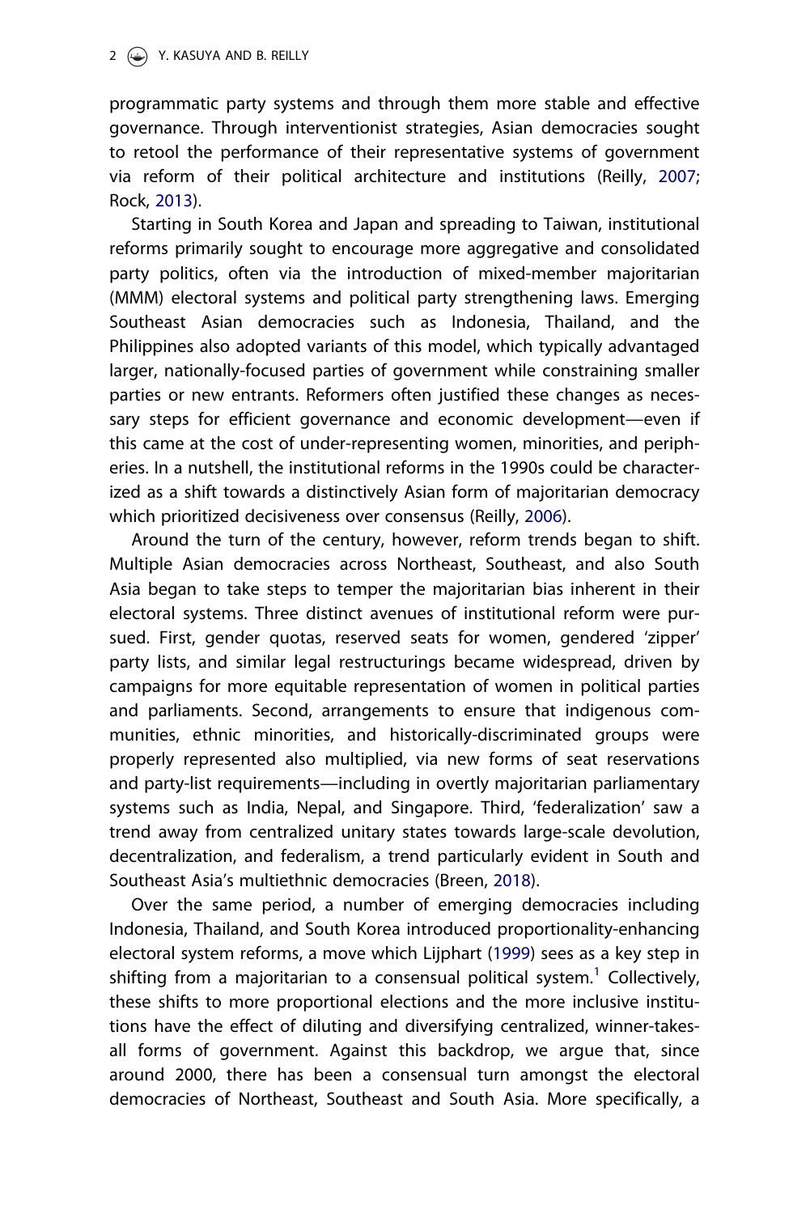programmatic party systems and through them more stable and effective governance. Through interventionist strategies, Asian democracies sought to retool the performance of their representative systems of government via reform of their political architecture and institutions (Reilly, 2007; Rock, 2013).

Starting in South Korea and Japan and spreading to Taiwan, institutional reforms primarily sought to encourage more aggregative and consolidated party politics, often via the introduction of mixed-member majoritarian (MMM) electoral systems and political party strengthening laws. Emerging Southeast Asian democracies such as Indonesia, Thailand, and the Philippines also adopted variants of this model, which typically advantaged larger, nationally-focused parties of government while constraining smaller parties or new entrants. Reformers often justified these changes as necessary steps for efficient governance and economic development—even if this came at the cost of under-representing women, minorities, and peripheries. In a nutshell, the institutional reforms in the 1990s could be characterized as a shift towards a distinctively Asian form of majoritarian democracy which prioritized decisiveness over consensus (Reilly, 2006).

Around the turn of the century, however, reform trends began to shift. Multiple Asian democracies across Northeast, Southeast, and also South Asia began to take steps to temper the majoritarian bias inherent in their electoral systems. Three distinct avenues of institutional reform were pursued. First, gender quotas, reserved seats for women, gendered 'zipper' party lists, and similar legal restructurings became widespread, driven by campaigns for more equitable representation of women in political parties and parliaments. Second, arrangements to ensure that indigenous communities, ethnic minorities, and historically-discriminated groups were properly represented also multiplied, via new forms of seat reservations and party-list requirements—including in overtly majoritarian parliamentary systems such as India, Nepal, and Singapore. Third, 'federalization' saw a trend away from centralized unitary states towards large-scale devolution, decentralization, and federalism, a trend particularly evident in South and Southeast Asia's multiethnic democracies (Breen, 2018).

Over the same period, a number of emerging democracies including Indonesia, Thailand, and South Korea introduced proportionality-enhancing electoral system reforms, a move which Lijphart (1999) sees as a key step in shifting from a majoritarian to a consensual political system.[1] Collectively, these shifts to more proportional elections and the more inclusive institutions have the effect of diluting and diversifying centralized, winner-takes-all forms of government. Against this backdrop, we argue that, since around 2000, there has been a consensual turn amongst the electoral democracies of Northeast, Southeast and South Asia. More specifically, a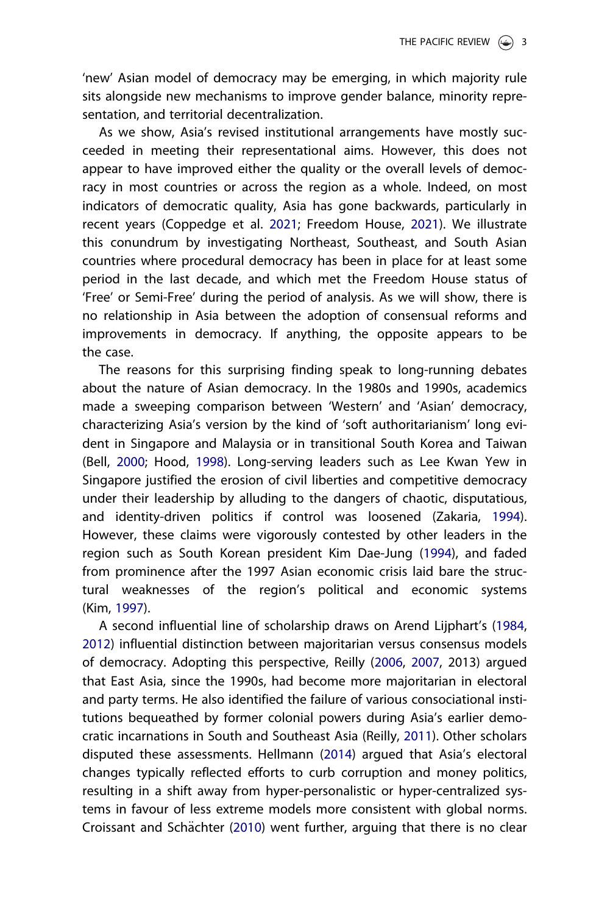'new' Asian model of democracy may be emerging, in which majority rule sits alongside new mechanisms to improve gender balance, minority representation, and territorial decentralization.

As we show, Asia's revised institutional arrangements have mostly succeeded in meeting their representational aims. However, this does not appear to have improved either the quality or the overall levels of democracy in most countries or across the region as a whole. Indeed, on most indicators of democratic quality, Asia has gone backwards, particularly in recent years (Coppedge et al. 2021; Freedom House, 2021). We illustrate this conundrum by investigating Northeast, Southeast, and South Asian countries where procedural democracy has been in place for at least some period in the last decade, and which met the Freedom House status of 'Free' or Semi-Free' during the period of analysis. As we will show, there is no relationship in Asia between the adoption of consensual reforms and improvements in democracy. If anything, the opposite appears to be the case.

The reasons for this surprising finding speak to long-running debates about the nature of Asian democracy. In the 1980s and 1990s, academics made a sweeping comparison between 'Western' and 'Asian' democracy, characterizing Asia's version by the kind of 'soft authoritarianism' long evident in Singapore and Malaysia or in transitional South Korea and Taiwan (Bell, 2000; Hood, 1998). Long-serving leaders such as Lee Kwan Yew in Singapore justified the erosion of civil liberties and competitive democracy under their leadership by alluding to the dangers of chaotic, disputatious, and identity-driven politics if control was loosened (Zakaria, 1994). However, these claims were vigorously contested by other leaders in the region such as South Korean president Kim Dae-Jung (1994), and faded from prominence after the 1997 Asian economic crisis laid bare the structural weaknesses of the region's political and economic systems (Kim, 1997).

A second influential line of scholarship draws on Arend Lijphart's (1984, 2012) influential distinction between majoritarian versus consensus models of democracy. Adopting this perspective, Reilly (2006, 2007, 2013) argued that East Asia, since the 1990s, had become more majoritarian in electoral and party terms. He also identified the failure of various consociational institutions bequeathed by former colonial powers during Asia's earlier democratic incarnations in South and Southeast Asia (Reilly, 2011). Other scholars disputed these assessments. Hellmann (2014) argued that Asia's electoral changes typically reflected efforts to curb corruption and money politics, resulting in a shift away from hyper-personalistic or hyper-centralized systems in favour of less extreme models more consistent with global norms. Croissant and Schächter (2010) went further, arguing that there is no clear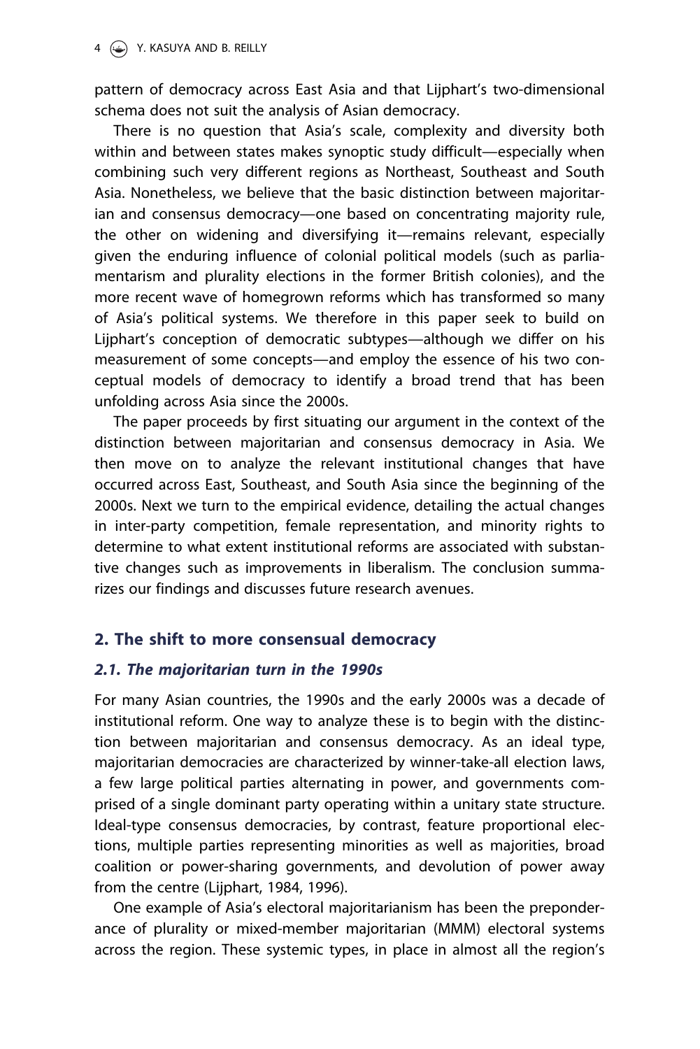pattern of democracy across East Asia and that Lijphart's two-dimensional schema does not suit the analysis of Asian democracy.

There is no question that Asia's scale, complexity and diversity both within and between states makes synoptic study difficult—especially when combining such very different regions as Northeast, Southeast and South Asia. Nonetheless, we believe that the basic distinction between majoritarian and consensus democracy—one based on concentrating majority rule, the other on widening and diversifying it—remains relevant, especially given the enduring influence of colonial political models (such as parliamentarism and plurality elections in the former British colonies), and the more recent wave of homegrown reforms which has transformed so many of Asia's political systems. We therefore in this paper seek to build on Lijphart's conception of democratic subtypes—although we differ on his measurement of some concepts—and employ the essence of his two conceptual models of democracy to identify a broad trend that has been unfolding across Asia since the 2000s.

The paper proceeds by first situating our argument in the context of the distinction between majoritarian and consensus democracy in Asia. We then move on to analyze the relevant institutional changes that have occurred across East, Southeast, and South Asia since the beginning of the 2000s. Next we turn to the empirical evidence, detailing the actual changes in inter-party competition, female representation, and minority rights to determine to what extent institutional reforms are associated with substantive changes such as improvements in liberalism. The conclusion summarizes our findings and discusses future research avenues.

## 2. The shift to more consensual democracy

### *2.1. The majoritarian turn in the 1990s*

For many Asian countries, the 1990s and the early 2000s was a decade of institutional reform. One way to analyze these is to begin with the distinction between majoritarian and consensus democracy. As an ideal type, majoritarian democracies are characterized by winner-take-all election laws, a few large political parties alternating in power, and governments comprised of a single dominant party operating within a unitary state structure. Ideal-type consensus democracies, by contrast, feature proportional elections, multiple parties representing minorities as well as majorities, broad coalition or power-sharing governments, and devolution of power away from the centre (Lijphart, 1984, 1996).

One example of Asia's electoral majoritarianism has been the preponderance of plurality or mixed-member majoritarian (MMM) electoral systems across the region. These systemic types, in place in almost all the region's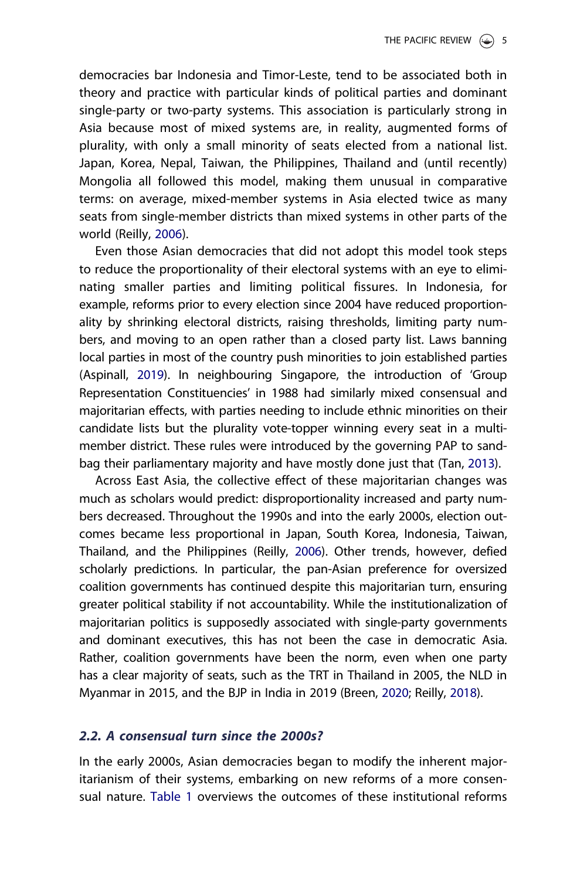democracies bar Indonesia and Timor-Leste, tend to be associated both in theory and practice with particular kinds of political parties and dominant single-party or two-party systems. This association is particularly strong in Asia because most of mixed systems are, in reality, augmented forms of plurality, with only a small minority of seats elected from a national list. Japan, Korea, Nepal, Taiwan, the Philippines, Thailand and (until recently) Mongolia all followed this model, making them unusual in comparative terms: on average, mixed-member systems in Asia elected twice as many seats from single-member districts than mixed systems in other parts of the world (Reilly, 2006).

Even those Asian democracies that did not adopt this model took steps to reduce the proportionality of their electoral systems with an eye to eliminating smaller parties and limiting political fissures. In Indonesia, for example, reforms prior to every election since 2004 have reduced proportionality by shrinking electoral districts, raising thresholds, limiting party numbers, and moving to an open rather than a closed party list. Laws banning local parties in most of the country push minorities to join established parties (Aspinall, 2019). In neighbouring Singapore, the introduction of 'Group Representation Constituencies' in 1988 had similarly mixed consensual and majoritarian effects, with parties needing to include ethnic minorities on their candidate lists but the plurality vote-topper winning every seat in a multi-member district. These rules were introduced by the governing PAP to sandbag their parliamentary majority and have mostly done just that (Tan, 2013).

Across East Asia, the collective effect of these majoritarian changes was much as scholars would predict: disproportionality increased and party numbers decreased. Throughout the 1990s and into the early 2000s, election outcomes became less proportional in Japan, South Korea, Indonesia, Taiwan, Thailand, and the Philippines (Reilly, 2006). Other trends, however, defied scholarly predictions. In particular, the pan-Asian preference for oversized coalition governments has continued despite this majoritarian turn, ensuring greater political stability if not accountability. While the institutionalization of majoritarian politics is supposedly associated with single-party governments and dominant executives, this has not been the case in democratic Asia. Rather, coalition governments have been the norm, even when one party has a clear majority of seats, such as the TRT in Thailand in 2005, the NLD in Myanmar in 2015, and the BJP in India in 2019 (Breen, 2020; Reilly, 2018).

### *2.2. A consensual turn since the 2000s?*

In the early 2000s, Asian democracies began to modify the inherent majoritarianism of their systems, embarking on new reforms of a more consensual nature. Table 1 overviews the outcomes of these institutional reforms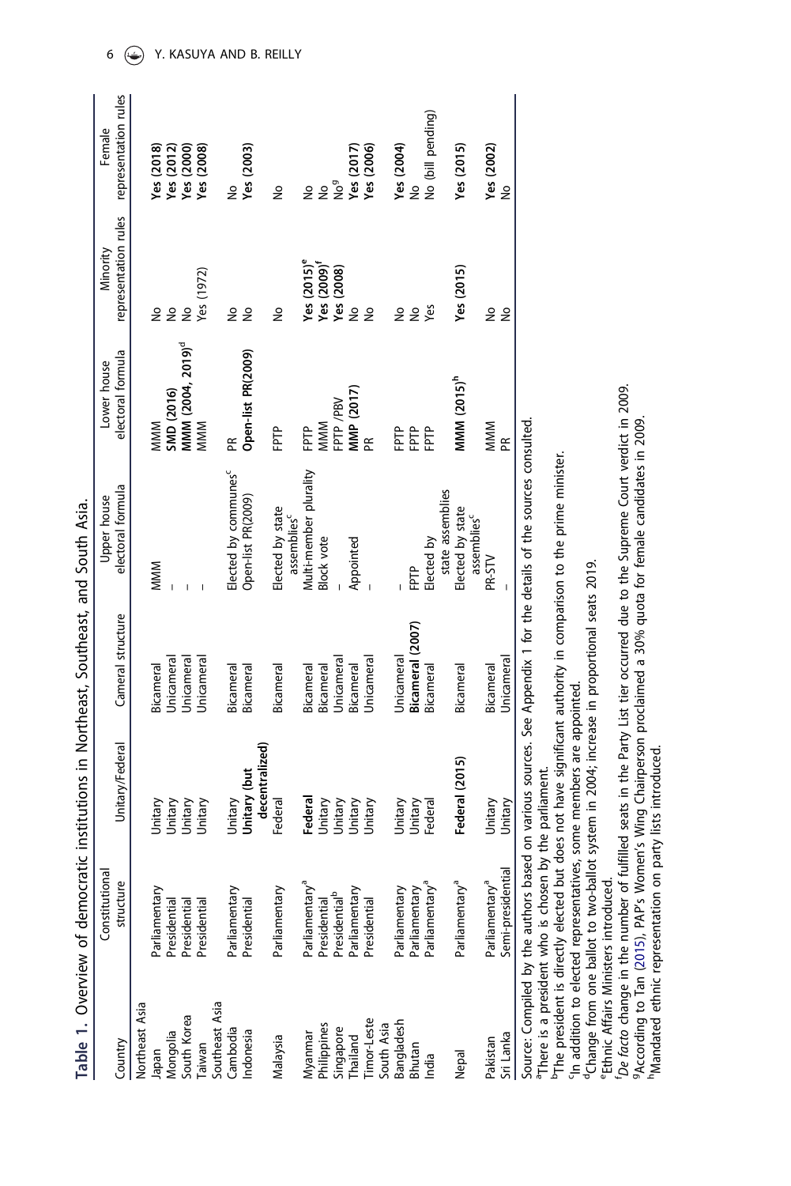**Table 1.** Overview of democratic institutions in Northeast, Southeast, and South Asia.

| Country | Constitutional structure | Unitary/Federal | Cameral structure | Upper house electoral formula | Lower house electoral formula | Minority representation rules | Female representation rules |
|---|---|---|---|---|---|---|---|
| Northeast Asia | | | | | | | |
| Japan | Parliamentary | Unitary | Bicameral | MMM | MMM | No | **Yes (2018)** |
| Mongolia | Presidential | Unitary | Unicameral | – | **SMD (2016)** | No | **Yes (2012)** |
| South Korea | Presidential | Unitary | Unicameral | – | **MMM (2004, 2019)**[d] | No | **Yes (2000)** |
| Taiwan | Presidential | Unitary | Unicameral | – | MMM | Yes (1972) | **Yes (2008)** |
| Southeast Asia | | | | | | | |
| Cambodia | Parliamentary | Unitary | Bicameral | Elected by communes[c] | PR | No | No |
| Indonesia | Presidential | **Unitary (but decentralized)** | Bicameral | Open-list PR(2009) | **Open-list PR(2009)** | No | **Yes (2003)** |
| Malaysia | Parliamentary | Federal | Bicameral | Elected by state assemblies[c] | FPTP | No | No |
| Myanmar | Parliamentary[a] | **Federal** | Bicameral | Multi-member plurality | FPTP | **Yes (2015)[e]** | No |
| Philippines | Presidential | Unitary | Bicameral | Block vote | MMM | **Yes (2009)[f]** | No |
| Singapore | Presidential[b] | Unitary | Unicameral | – | FPTP /PBV | **Yes (2008)** | No[g] |
| Thailand | Parliamentary | Unitary | Bicameral | Appointed | **MMP (2017)** | No | **Yes (2017)** |
| Timor-Leste | Presidential | Unitary | Unicameral | – | PR | No | **Yes (2006)** |
| South Asia | | | | | | | |
| Bangladesh | Parliamentary | Unitary | Unicameral | – | FPTP | No | **Yes (2004)** |
| Bhutan | Parliamentary | Unitary | **Bicameral (2007)** | FPTP | FPTP | No | No |
| India | Parliamentary[a] | Federal | Bicameral | Elected by state assemblies | FPTP | Yes | No (bill pending) |
| Nepal | Parliamentary[a] | **Federal (2015)** | Bicameral | Elected by state assemblies[c] | **MMM (2015)[h]** | **Yes (2015)** | **Yes (2015)** |
| Pakistan | Parliamentary[a] | Unitary | Bicameral | PR-STV | MMM | No | **Yes (2002)** |
| Sri Lanka | Semi-presidential | Unitary | Unicameral | – | PR | No | No |

Source: Compiled by the authors based on various sources. See Appendix 1 for the details of the sources consulted.
[a]There is a president who is chosen by the parliament.
[b]The president is directly elected but does not have significant authority in comparison to the prime minister.
[c]In addition to elected representatives, some members are appointed.
[d]Change from one ballot to two-ballot system in 2004; increase in proportional seats 2019.
[e]Ethnic Affairs Ministers introduced.
[f]*De facto* change in the number of fulfilled seats in the Party List tier occurred due to the Supreme Court verdict in 2009.
[g]According to Tan (2015), PAP's Women's Wing Chairperson proclaimed a 30% quota for female candidates in 2009.
[h]Mandated ethnic representation on party lists introduced.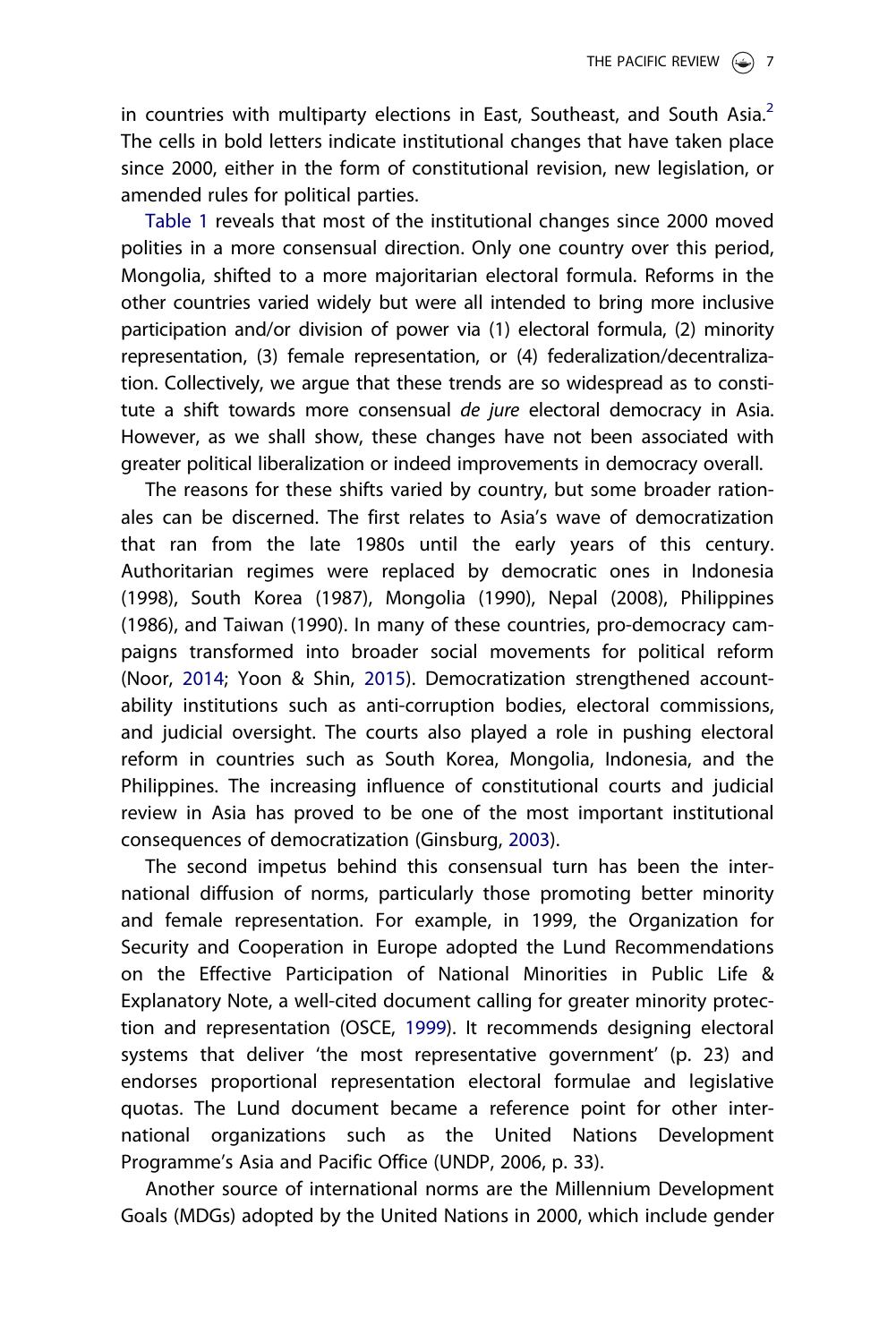in countries with multiparty elections in East, Southeast, and South Asia.[2] The cells in bold letters indicate institutional changes that have taken place since 2000, either in the form of constitutional revision, new legislation, or amended rules for political parties.

Table 1 reveals that most of the institutional changes since 2000 moved polities in a more consensual direction. Only one country over this period, Mongolia, shifted to a more majoritarian electoral formula. Reforms in the other countries varied widely but were all intended to bring more inclusive participation and/or division of power via (1) electoral formula, (2) minority representation, (3) female representation, or (4) federalization/decentralization. Collectively, we argue that these trends are so widespread as to constitute a shift towards more consensual *de jure* electoral democracy in Asia. However, as we shall show, these changes have not been associated with greater political liberalization or indeed improvements in democracy overall.

The reasons for these shifts varied by country, but some broader rationales can be discerned. The first relates to Asia's wave of democratization that ran from the late 1980s until the early years of this century. Authoritarian regimes were replaced by democratic ones in Indonesia (1998), South Korea (1987), Mongolia (1990), Nepal (2008), Philippines (1986), and Taiwan (1990). In many of these countries, pro-democracy campaigns transformed into broader social movements for political reform (Noor, 2014; Yoon & Shin, 2015). Democratization strengthened accountability institutions such as anti-corruption bodies, electoral commissions, and judicial oversight. The courts also played a role in pushing electoral reform in countries such as South Korea, Mongolia, Indonesia, and the Philippines. The increasing influence of constitutional courts and judicial review in Asia has proved to be one of the most important institutional consequences of democratization (Ginsburg, 2003).

The second impetus behind this consensual turn has been the international diffusion of norms, particularly those promoting better minority and female representation. For example, in 1999, the Organization for Security and Cooperation in Europe adopted the Lund Recommendations on the Effective Participation of National Minorities in Public Life & Explanatory Note, a well-cited document calling for greater minority protection and representation (OSCE, 1999). It recommends designing electoral systems that deliver 'the most representative government' (p. 23) and endorses proportional representation electoral formulae and legislative quotas. The Lund document became a reference point for other international organizations such as the United Nations Development Programme's Asia and Pacific Office (UNDP, 2006, p. 33).

Another source of international norms are the Millennium Development Goals (MDGs) adopted by the United Nations in 2000, which include gender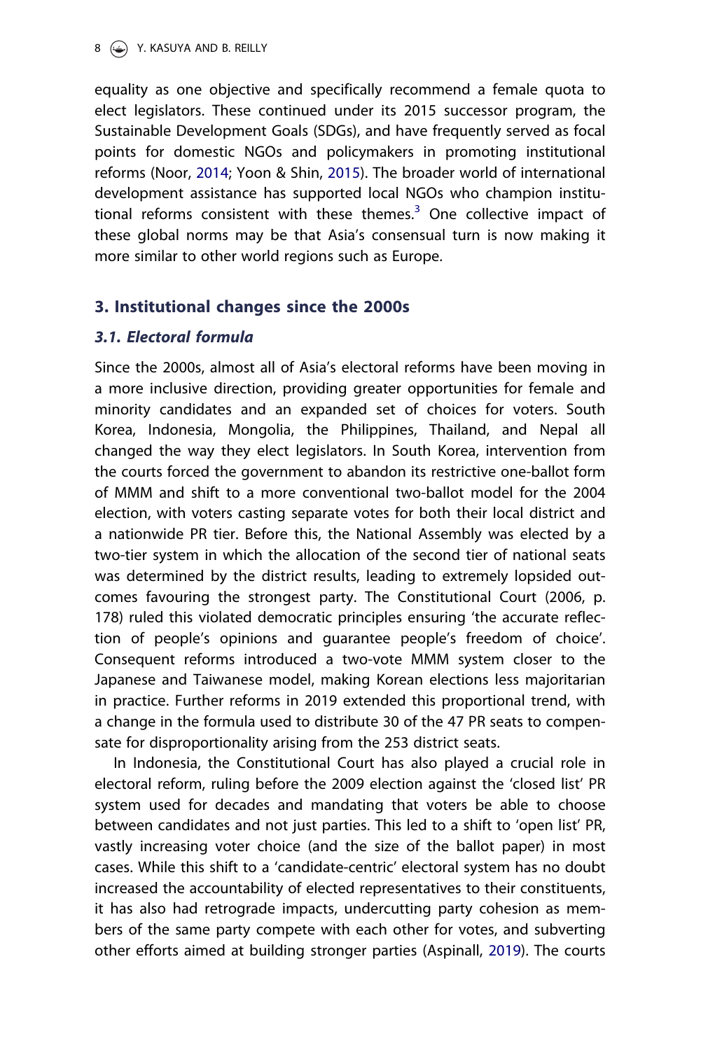equality as one objective and specifically recommend a female quota to elect legislators. These continued under its 2015 successor program, the Sustainable Development Goals (SDGs), and have frequently served as focal points for domestic NGOs and policymakers in promoting institutional reforms (Noor, 2014; Yoon & Shin, 2015). The broader world of international development assistance has supported local NGOs who champion institutional reforms consistent with these themes.[3] One collective impact of these global norms may be that Asia's consensual turn is now making it more similar to other world regions such as Europe.

## 3. Institutional changes since the 2000s

### 3.1. Electoral formula

Since the 2000s, almost all of Asia's electoral reforms have been moving in a more inclusive direction, providing greater opportunities for female and minority candidates and an expanded set of choices for voters. South Korea, Indonesia, Mongolia, the Philippines, Thailand, and Nepal all changed the way they elect legislators. In South Korea, intervention from the courts forced the government to abandon its restrictive one-ballot form of MMM and shift to a more conventional two-ballot model for the 2004 election, with voters casting separate votes for both their local district and a nationwide PR tier. Before this, the National Assembly was elected by a two-tier system in which the allocation of the second tier of national seats was determined by the district results, leading to extremely lopsided outcomes favouring the strongest party. The Constitutional Court (2006, p. 178) ruled this violated democratic principles ensuring 'the accurate reflection of people's opinions and guarantee people's freedom of choice'. Consequent reforms introduced a two-vote MMM system closer to the Japanese and Taiwanese model, making Korean elections less majoritarian in practice. Further reforms in 2019 extended this proportional trend, with a change in the formula used to distribute 30 of the 47 PR seats to compensate for disproportionality arising from the 253 district seats.

In Indonesia, the Constitutional Court has also played a crucial role in electoral reform, ruling before the 2009 election against the 'closed list' PR system used for decades and mandating that voters be able to choose between candidates and not just parties. This led to a shift to 'open list' PR, vastly increasing voter choice (and the size of the ballot paper) in most cases. While this shift to a 'candidate-centric' electoral system has no doubt increased the accountability of elected representatives to their constituents, it has also had retrograde impacts, undercutting party cohesion as members of the same party compete with each other for votes, and subverting other efforts aimed at building stronger parties (Aspinall, 2019). The courts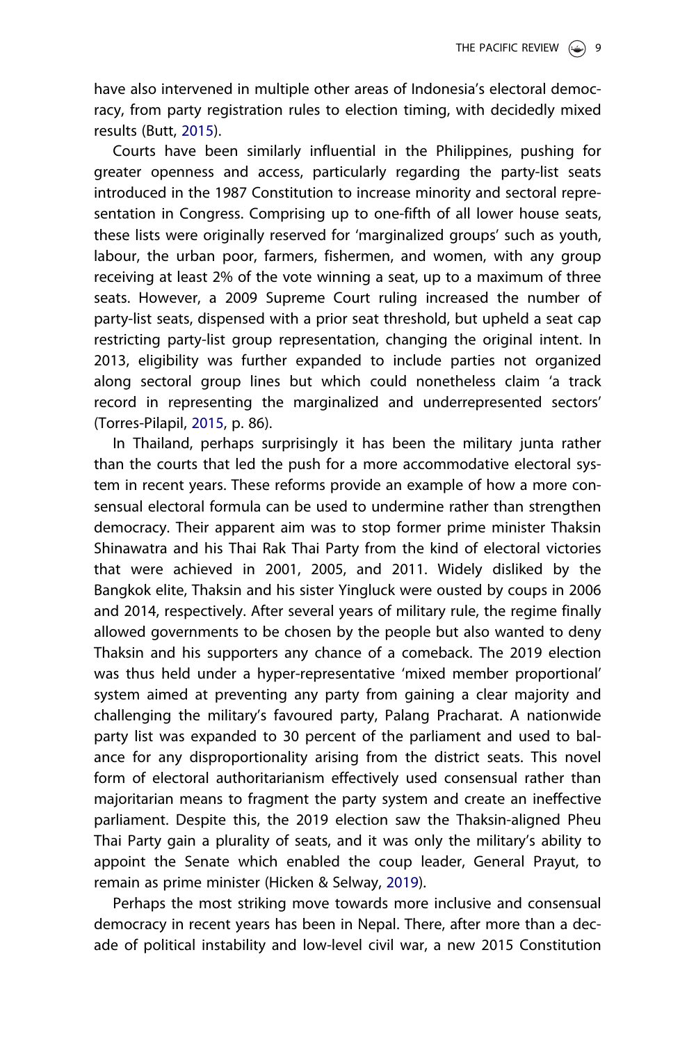have also intervened in multiple other areas of Indonesia's electoral democracy, from party registration rules to election timing, with decidedly mixed results (Butt, 2015).

Courts have been similarly influential in the Philippines, pushing for greater openness and access, particularly regarding the party-list seats introduced in the 1987 Constitution to increase minority and sectoral representation in Congress. Comprising up to one-fifth of all lower house seats, these lists were originally reserved for 'marginalized groups' such as youth, labour, the urban poor, farmers, fishermen, and women, with any group receiving at least 2% of the vote winning a seat, up to a maximum of three seats. However, a 2009 Supreme Court ruling increased the number of party-list seats, dispensed with a prior seat threshold, but upheld a seat cap restricting party-list group representation, changing the original intent. In 2013, eligibility was further expanded to include parties not organized along sectoral group lines but which could nonetheless claim 'a track record in representing the marginalized and underrepresented sectors' (Torres-Pilapil, 2015, p. 86).

In Thailand, perhaps surprisingly it has been the military junta rather than the courts that led the push for a more accommodative electoral system in recent years. These reforms provide an example of how a more consensual electoral formula can be used to undermine rather than strengthen democracy. Their apparent aim was to stop former prime minister Thaksin Shinawatra and his Thai Rak Thai Party from the kind of electoral victories that were achieved in 2001, 2005, and 2011. Widely disliked by the Bangkok elite, Thaksin and his sister Yingluck were ousted by coups in 2006 and 2014, respectively. After several years of military rule, the regime finally allowed governments to be chosen by the people but also wanted to deny Thaksin and his supporters any chance of a comeback. The 2019 election was thus held under a hyper-representative 'mixed member proportional' system aimed at preventing any party from gaining a clear majority and challenging the military's favoured party, Palang Pracharat. A nationwide party list was expanded to 30 percent of the parliament and used to balance for any disproportionality arising from the district seats. This novel form of electoral authoritarianism effectively used consensual rather than majoritarian means to fragment the party system and create an ineffective parliament. Despite this, the 2019 election saw the Thaksin-aligned Pheu Thai Party gain a plurality of seats, and it was only the military's ability to appoint the Senate which enabled the coup leader, General Prayut, to remain as prime minister (Hicken & Selway, 2019).

Perhaps the most striking move towards more inclusive and consensual democracy in recent years has been in Nepal. There, after more than a decade of political instability and low-level civil war, a new 2015 Constitution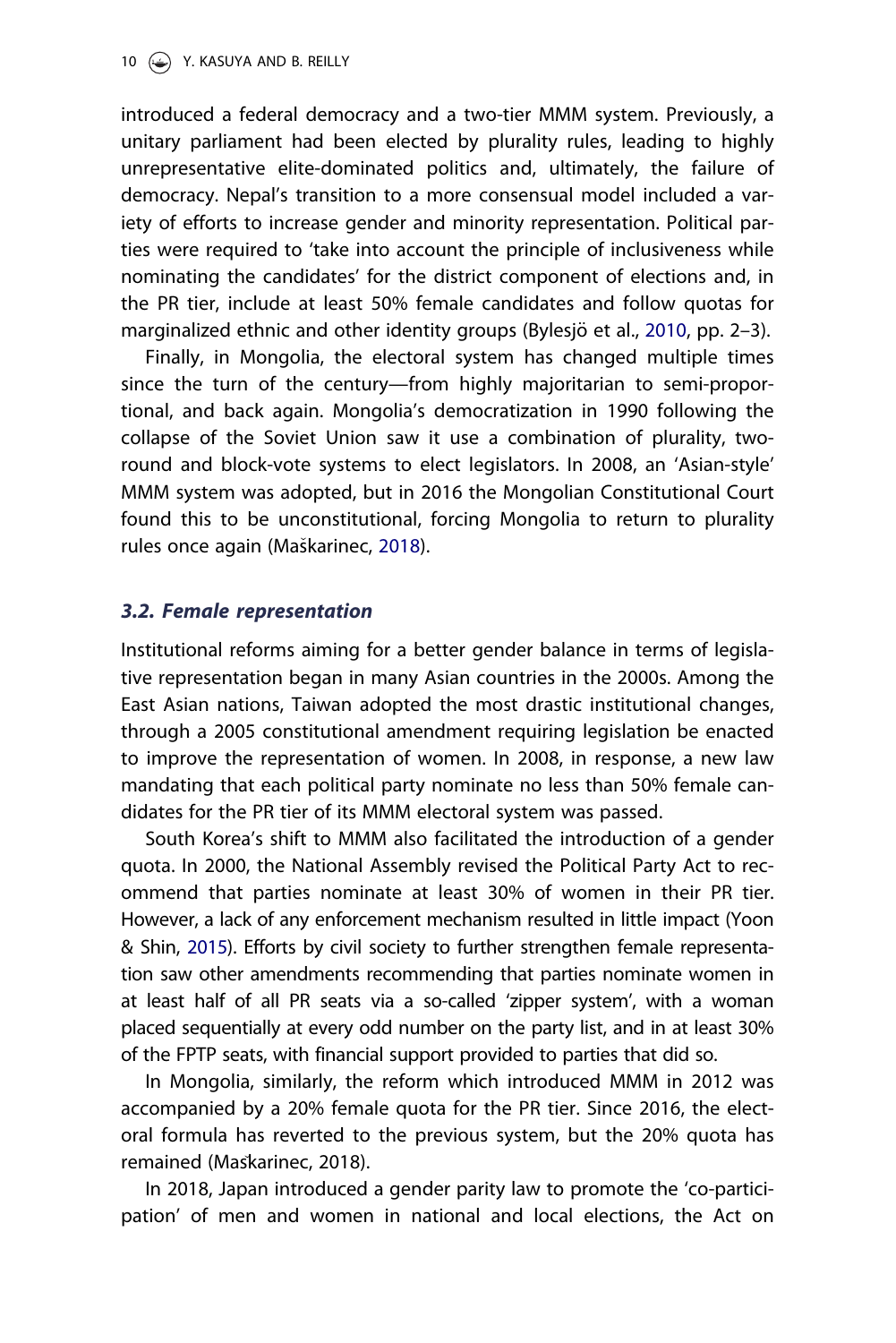introduced a federal democracy and a two-tier MMM system. Previously, a unitary parliament had been elected by plurality rules, leading to highly unrepresentative elite-dominated politics and, ultimately, the failure of democracy. Nepal's transition to a more consensual model included a variety of efforts to increase gender and minority representation. Political parties were required to 'take into account the principle of inclusiveness while nominating the candidates' for the district component of elections and, in the PR tier, include at least 50% female candidates and follow quotas for marginalized ethnic and other identity groups (Bylesjö et al., 2010, pp. 2–3).

Finally, in Mongolia, the electoral system has changed multiple times since the turn of the century—from highly majoritarian to semi-proportional, and back again. Mongolia's democratization in 1990 following the collapse of the Soviet Union saw it use a combination of plurality, two-round and block-vote systems to elect legislators. In 2008, an 'Asian-style' MMM system was adopted, but in 2016 the Mongolian Constitutional Court found this to be unconstitutional, forcing Mongolia to return to plurality rules once again (Maškarinec, 2018).

### *3.2. Female representation*

Institutional reforms aiming for a better gender balance in terms of legislative representation began in many Asian countries in the 2000s. Among the East Asian nations, Taiwan adopted the most drastic institutional changes, through a 2005 constitutional amendment requiring legislation be enacted to improve the representation of women. In 2008, in response, a new law mandating that each political party nominate no less than 50% female candidates for the PR tier of its MMM electoral system was passed.

South Korea's shift to MMM also facilitated the introduction of a gender quota. In 2000, the National Assembly revised the Political Party Act to recommend that parties nominate at least 30% of women in their PR tier. However, a lack of any enforcement mechanism resulted in little impact (Yoon & Shin, 2015). Efforts by civil society to further strengthen female representation saw other amendments recommending that parties nominate women in at least half of all PR seats via a so-called 'zipper system', with a woman placed sequentially at every odd number on the party list, and in at least 30% of the FPTP seats, with financial support provided to parties that did so.

In Mongolia, similarly, the reform which introduced MMM in 2012 was accompanied by a 20% female quota for the PR tier. Since 2016, the electoral formula has reverted to the previous system, but the 20% quota has remained (Maškarinec, 2018).

In 2018, Japan introduced a gender parity law to promote the 'co-participation' of men and women in national and local elections, the Act on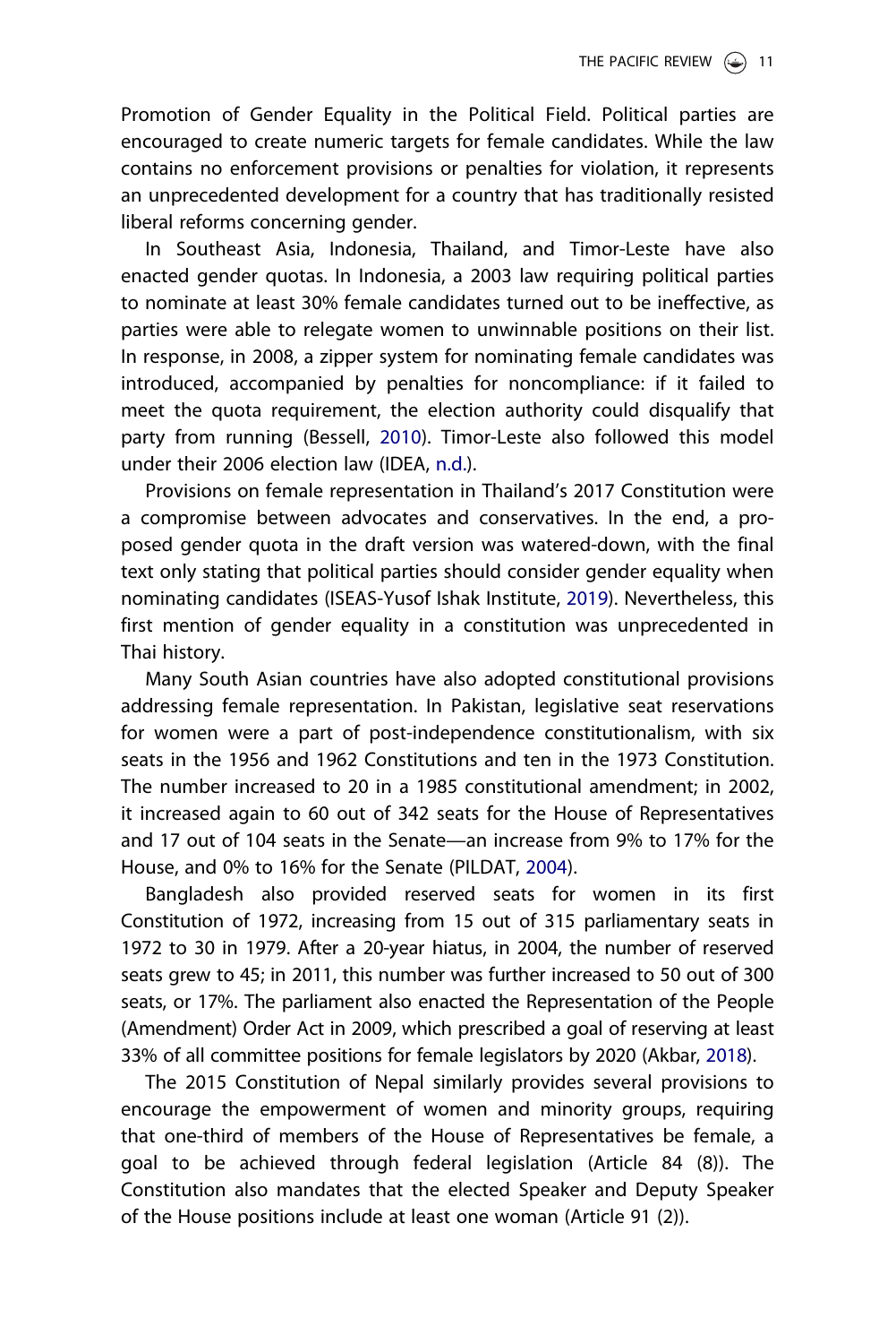Promotion of Gender Equality in the Political Field. Political parties are encouraged to create numeric targets for female candidates. While the law contains no enforcement provisions or penalties for violation, it represents an unprecedented development for a country that has traditionally resisted liberal reforms concerning gender.

In Southeast Asia, Indonesia, Thailand, and Timor-Leste have also enacted gender quotas. In Indonesia, a 2003 law requiring political parties to nominate at least 30% female candidates turned out to be ineffective, as parties were able to relegate women to unwinnable positions on their list. In response, in 2008, a zipper system for nominating female candidates was introduced, accompanied by penalties for noncompliance: if it failed to meet the quota requirement, the election authority could disqualify that party from running (Bessell, 2010). Timor-Leste also followed this model under their 2006 election law (IDEA, n.d.).

Provisions on female representation in Thailand's 2017 Constitution were a compromise between advocates and conservatives. In the end, a proposed gender quota in the draft version was watered-down, with the final text only stating that political parties should consider gender equality when nominating candidates (ISEAS-Yusof Ishak Institute, 2019). Nevertheless, this first mention of gender equality in a constitution was unprecedented in Thai history.

Many South Asian countries have also adopted constitutional provisions addressing female representation. In Pakistan, legislative seat reservations for women were a part of post-independence constitutionalism, with six seats in the 1956 and 1962 Constitutions and ten in the 1973 Constitution. The number increased to 20 in a 1985 constitutional amendment; in 2002, it increased again to 60 out of 342 seats for the House of Representatives and 17 out of 104 seats in the Senate—an increase from 9% to 17% for the House, and 0% to 16% for the Senate (PILDAT, 2004).

Bangladesh also provided reserved seats for women in its first Constitution of 1972, increasing from 15 out of 315 parliamentary seats in 1972 to 30 in 1979. After a 20-year hiatus, in 2004, the number of reserved seats grew to 45; in 2011, this number was further increased to 50 out of 300 seats, or 17%. The parliament also enacted the Representation of the People (Amendment) Order Act in 2009, which prescribed a goal of reserving at least 33% of all committee positions for female legislators by 2020 (Akbar, 2018).

The 2015 Constitution of Nepal similarly provides several provisions to encourage the empowerment of women and minority groups, requiring that one-third of members of the House of Representatives be female, a goal to be achieved through federal legislation (Article 84 (8)). The Constitution also mandates that the elected Speaker and Deputy Speaker of the House positions include at least one woman (Article 91 (2)).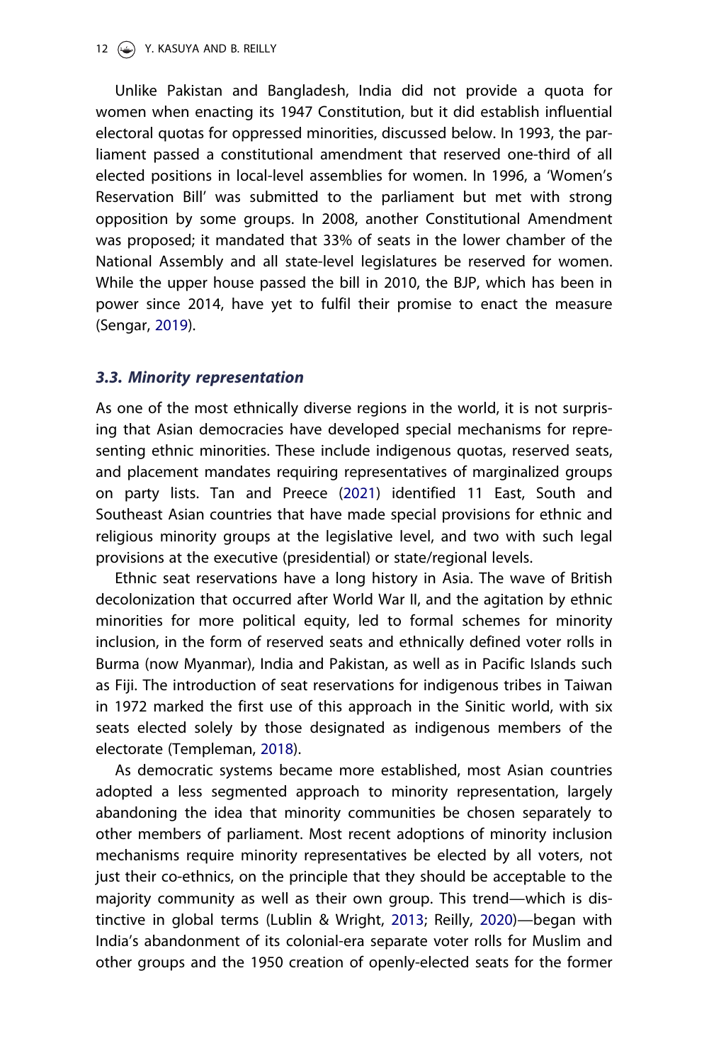Unlike Pakistan and Bangladesh, India did not provide a quota for women when enacting its 1947 Constitution, but it did establish influential electoral quotas for oppressed minorities, discussed below. In 1993, the parliament passed a constitutional amendment that reserved one-third of all elected positions in local-level assemblies for women. In 1996, a 'Women's Reservation Bill' was submitted to the parliament but met with strong opposition by some groups. In 2008, another Constitutional Amendment was proposed; it mandated that 33% of seats in the lower chamber of the National Assembly and all state-level legislatures be reserved for women. While the upper house passed the bill in 2010, the BJP, which has been in power since 2014, have yet to fulfil their promise to enact the measure (Sengar, 2019).

### *3.3. Minority representation*

As one of the most ethnically diverse regions in the world, it is not surprising that Asian democracies have developed special mechanisms for representing ethnic minorities. These include indigenous quotas, reserved seats, and placement mandates requiring representatives of marginalized groups on party lists. Tan and Preece (2021) identified 11 East, South and Southeast Asian countries that have made special provisions for ethnic and religious minority groups at the legislative level, and two with such legal provisions at the executive (presidential) or state/regional levels.

Ethnic seat reservations have a long history in Asia. The wave of British decolonization that occurred after World War II, and the agitation by ethnic minorities for more political equity, led to formal schemes for minority inclusion, in the form of reserved seats and ethnically defined voter rolls in Burma (now Myanmar), India and Pakistan, as well as in Pacific Islands such as Fiji. The introduction of seat reservations for indigenous tribes in Taiwan in 1972 marked the first use of this approach in the Sinitic world, with six seats elected solely by those designated as indigenous members of the electorate (Templeman, 2018).

As democratic systems became more established, most Asian countries adopted a less segmented approach to minority representation, largely abandoning the idea that minority communities be chosen separately to other members of parliament. Most recent adoptions of minority inclusion mechanisms require minority representatives be elected by all voters, not just their co-ethnics, on the principle that they should be acceptable to the majority community as well as their own group. This trend—which is distinctive in global terms (Lublin & Wright, 2013; Reilly, 2020)—began with India's abandonment of its colonial-era separate voter rolls for Muslim and other groups and the 1950 creation of openly-elected seats for the former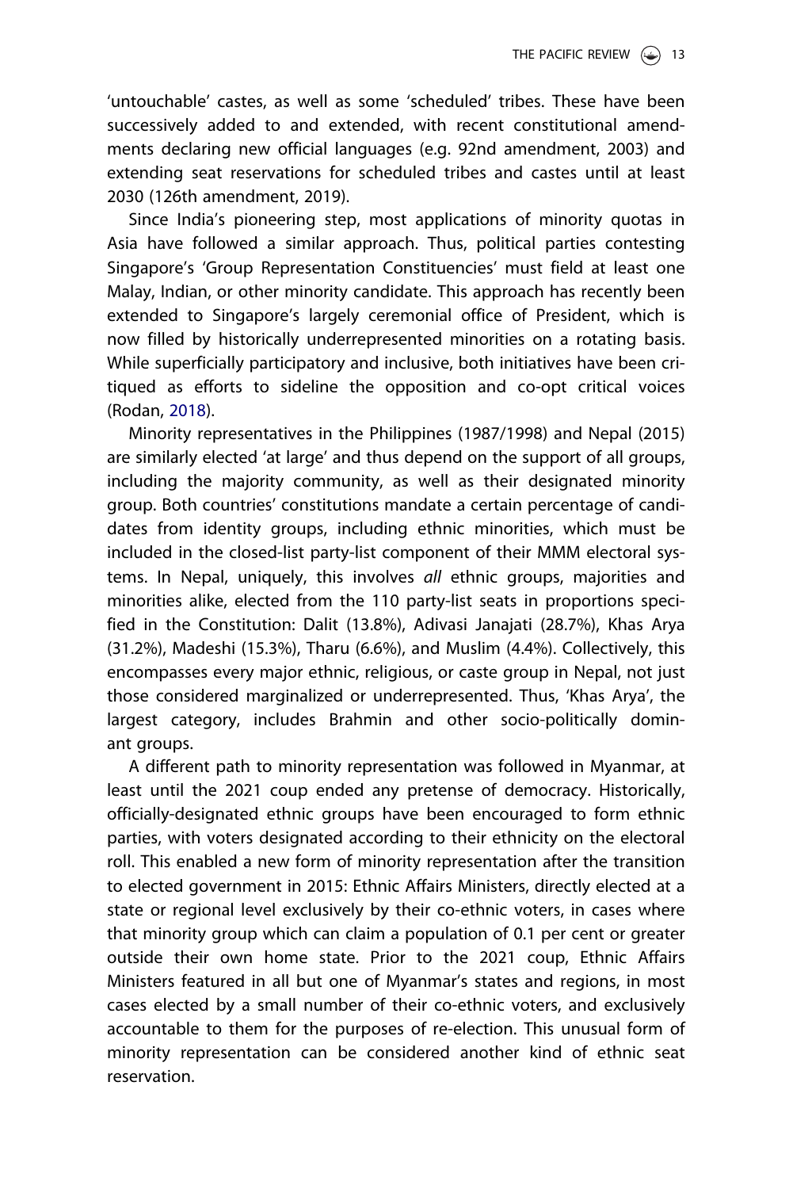'untouchable' castes, as well as some 'scheduled' tribes. These have been successively added to and extended, with recent constitutional amendments declaring new official languages (e.g. 92nd amendment, 2003) and extending seat reservations for scheduled tribes and castes until at least 2030 (126th amendment, 2019).

Since India's pioneering step, most applications of minority quotas in Asia have followed a similar approach. Thus, political parties contesting Singapore's 'Group Representation Constituencies' must field at least one Malay, Indian, or other minority candidate. This approach has recently been extended to Singapore's largely ceremonial office of President, which is now filled by historically underrepresented minorities on a rotating basis. While superficially participatory and inclusive, both initiatives have been critiqued as efforts to sideline the opposition and co-opt critical voices (Rodan, 2018).

Minority representatives in the Philippines (1987/1998) and Nepal (2015) are similarly elected 'at large' and thus depend on the support of all groups, including the majority community, as well as their designated minority group. Both countries' constitutions mandate a certain percentage of candidates from identity groups, including ethnic minorities, which must be included in the closed-list party-list component of their MMM electoral systems. In Nepal, uniquely, this involves *all* ethnic groups, majorities and minorities alike, elected from the 110 party-list seats in proportions specified in the Constitution: Dalit (13.8%), Adivasi Janajati (28.7%), Khas Arya (31.2%), Madeshi (15.3%), Tharu (6.6%), and Muslim (4.4%). Collectively, this encompasses every major ethnic, religious, or caste group in Nepal, not just those considered marginalized or underrepresented. Thus, 'Khas Arya', the largest category, includes Brahmin and other socio-politically dominant groups.

A different path to minority representation was followed in Myanmar, at least until the 2021 coup ended any pretense of democracy. Historically, officially-designated ethnic groups have been encouraged to form ethnic parties, with voters designated according to their ethnicity on the electoral roll. This enabled a new form of minority representation after the transition to elected government in 2015: Ethnic Affairs Ministers, directly elected at a state or regional level exclusively by their co-ethnic voters, in cases where that minority group which can claim a population of 0.1 per cent or greater outside their own home state. Prior to the 2021 coup, Ethnic Affairs Ministers featured in all but one of Myanmar's states and regions, in most cases elected by a small number of their co-ethnic voters, and exclusively accountable to them for the purposes of re-election. This unusual form of minority representation can be considered another kind of ethnic seat reservation.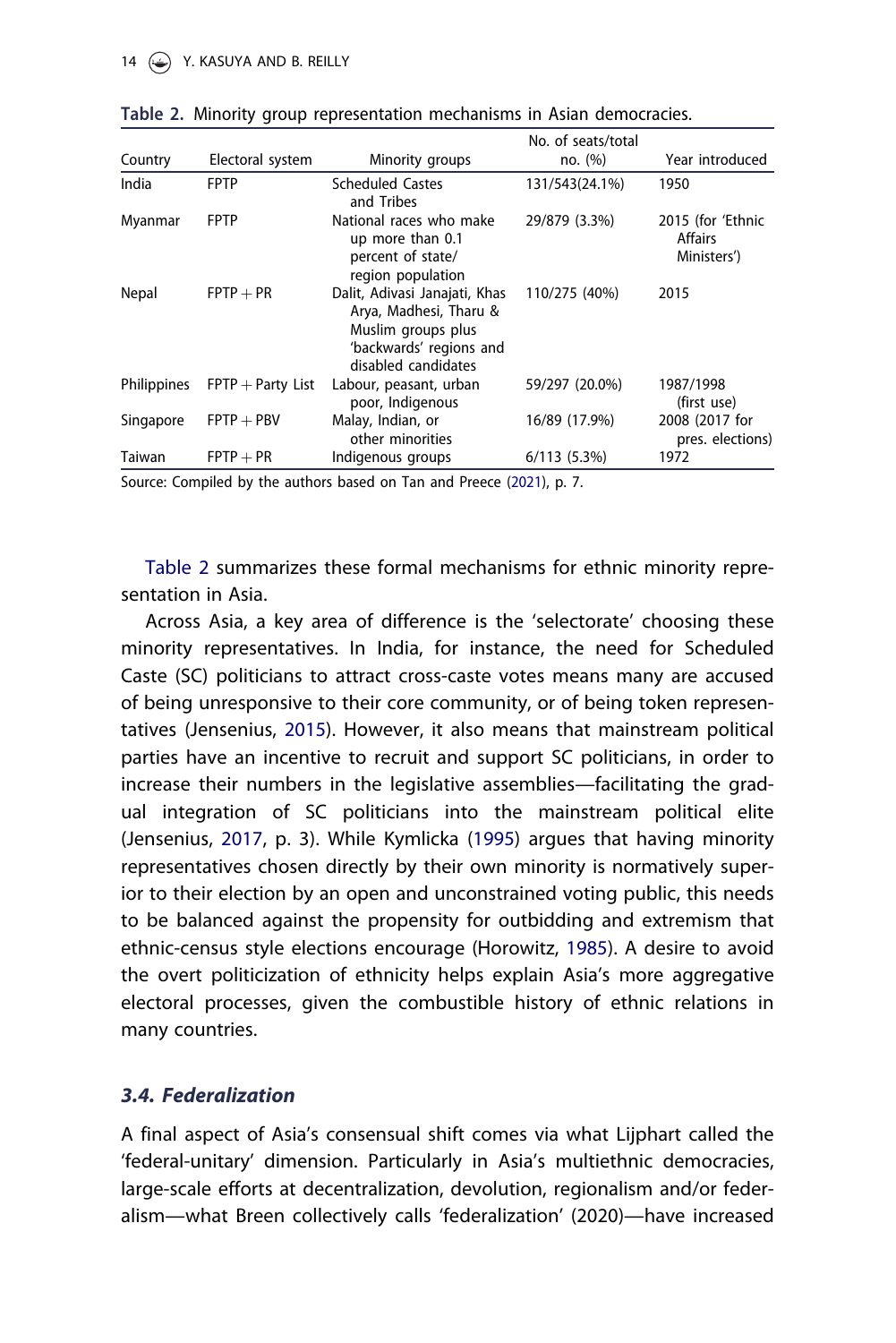**Table 2.** Minority group representation mechanisms in Asian democracies.

| Country | Electoral system | Minority groups | No. of seats/total no. (%) | Year introduced |
|---|---|---|---|---|
| India | FPTP | Scheduled Castes and Tribes | 131/543(24.1%) | 1950 |
| Myanmar | FPTP | National races who make up more than 0.1 percent of state/ region population | 29/879 (3.3%) | 2015 (for 'Ethnic Affairs Ministers') |
| Nepal | FPTP + PR | Dalit, Adivasi Janajati, Khas Arya, Madhesi, Tharu & Muslim groups plus 'backwards' regions and disabled candidates | 110/275 (40%) | 2015 |
| Philippines | FPTP + Party List | Labour, peasant, urban poor, Indigenous | 59/297 (20.0%) | 1987/1998 (first use) |
| Singapore | FPTP + PBV | Malay, Indian, or other minorities | 16/89 (17.9%) | 2008 (2017 for pres. elections) |
| Taiwan | FPTP + PR | Indigenous groups | 6/113 (5.3%) | 1972 |

Source: Compiled by the authors based on Tan and Preece (2021), p. 7.

Table 2 summarizes these formal mechanisms for ethnic minority representation in Asia.

Across Asia, a key area of difference is the 'selectorate' choosing these minority representatives. In India, for instance, the need for Scheduled Caste (SC) politicians to attract cross-caste votes means many are accused of being unresponsive to their core community, or of being token representatives (Jensenius, 2015). However, it also means that mainstream political parties have an incentive to recruit and support SC politicians, in order to increase their numbers in the legislative assemblies—facilitating the gradual integration of SC politicians into the mainstream political elite (Jensenius, 2017, p. 3). While Kymlicka (1995) argues that having minority representatives chosen directly by their own minority is normatively superior to their election by an open and unconstrained voting public, this needs to be balanced against the propensity for outbidding and extremism that ethnic-census style elections encourage (Horowitz, 1985). A desire to avoid the overt politicization of ethnicity helps explain Asia's more aggregative electoral processes, given the combustible history of ethnic relations in many countries.

### *3.4. Federalization*

A final aspect of Asia's consensual shift comes via what Lijphart called the 'federal-unitary' dimension. Particularly in Asia's multiethnic democracies, large-scale efforts at decentralization, devolution, regionalism and/or federalism—what Breen collectively calls 'federalization' (2020)—have increased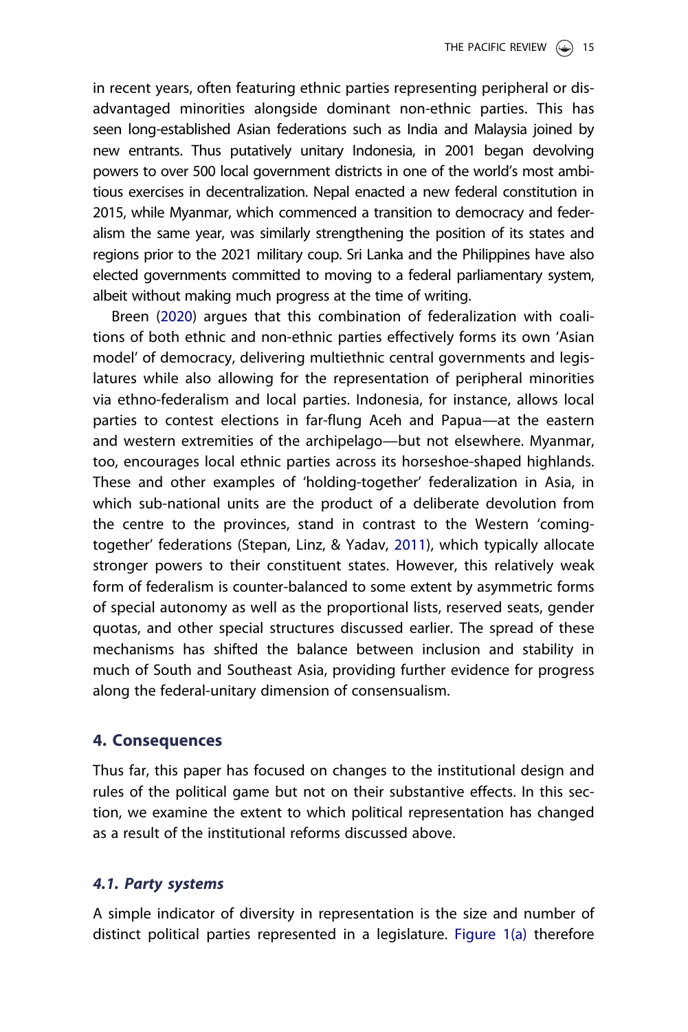in recent years, often featuring ethnic parties representing peripheral or disadvantaged minorities alongside dominant non-ethnic parties. This has seen long-established Asian federations such as India and Malaysia joined by new entrants. Thus putatively unitary Indonesia, in 2001 began devolving powers to over 500 local government districts in one of the world's most ambitious exercises in decentralization. Nepal enacted a new federal constitution in 2015, while Myanmar, which commenced a transition to democracy and federalism the same year, was similarly strengthening the position of its states and regions prior to the 2021 military coup. Sri Lanka and the Philippines have also elected governments committed to moving to a federal parliamentary system, albeit without making much progress at the time of writing.

Breen (2020) argues that this combination of federalization with coalitions of both ethnic and non-ethnic parties effectively forms its own 'Asian model' of democracy, delivering multiethnic central governments and legislatures while also allowing for the representation of peripheral minorities via ethno-federalism and local parties. Indonesia, for instance, allows local parties to contest elections in far-flung Aceh and Papua—at the eastern and western extremities of the archipelago—but not elsewhere. Myanmar, too, encourages local ethnic parties across its horseshoe-shaped highlands. These and other examples of 'holding-together' federalization in Asia, in which sub-national units are the product of a deliberate devolution from the centre to the provinces, stand in contrast to the Western 'coming-together' federations (Stepan, Linz, & Yadav, 2011), which typically allocate stronger powers to their constituent states. However, this relatively weak form of federalism is counter-balanced to some extent by asymmetric forms of special autonomy as well as the proportional lists, reserved seats, gender quotas, and other special structures discussed earlier. The spread of these mechanisms has shifted the balance between inclusion and stability in much of South and Southeast Asia, providing further evidence for progress along the federal-unitary dimension of consensualism.

## 4. Consequences

Thus far, this paper has focused on changes to the institutional design and rules of the political game but not on their substantive effects. In this section, we examine the extent to which political representation has changed as a result of the institutional reforms discussed above.

### *4.1. Party systems*

A simple indicator of diversity in representation is the size and number of distinct political parties represented in a legislature. Figure 1(a) therefore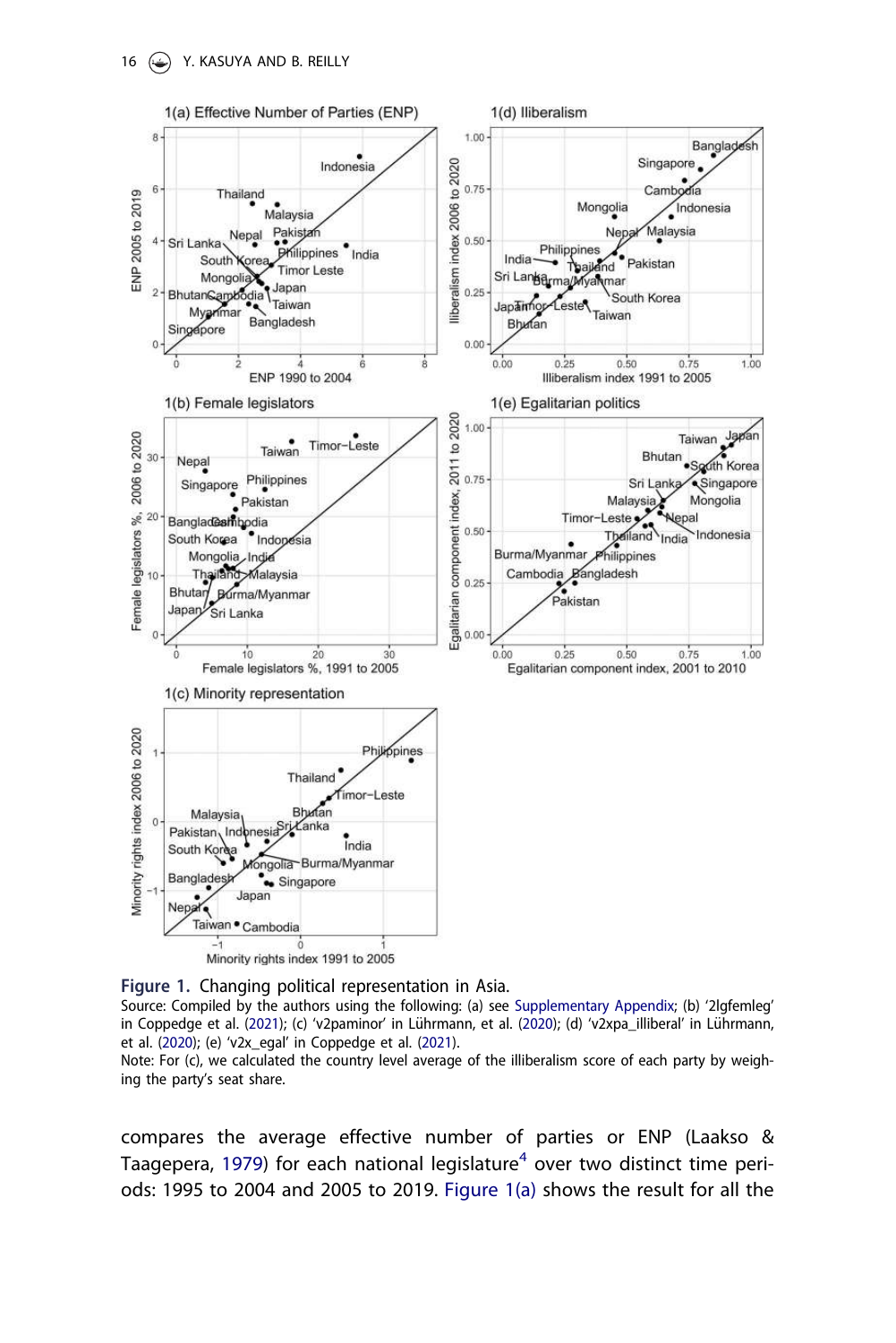**Figure 1.** Changing political representation in Asia.

Source: Compiled by the authors using the following: (a) see Supplementary Appendix; (b) '2lgfemleg' in Coppedge et al. (2021); (c) 'v2paminor' in Lührmann, et al. (2020); (d) 'v2xpa_illiberal' in Lührmann, et al. (2020); (e) 'v2x_egal' in Coppedge et al. (2021).

Note: For (c), we calculated the country level average of the illiberalism score of each party by weighing the party's seat share.

compares the average effective number of parties or ENP (Laakso & Taagepera, 1979) for each national legislature[4] over two distinct time periods: 1995 to 2004 and 2005 to 2019. Figure 1(a) shows the result for all the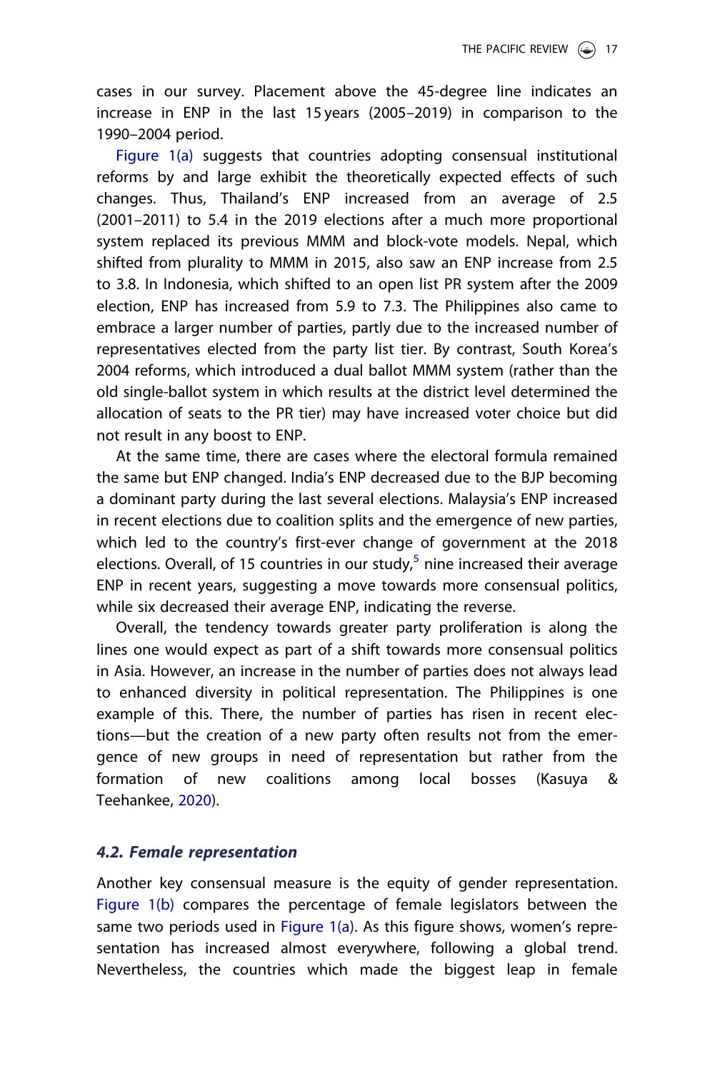cases in our survey. Placement above the 45-degree line indicates an increase in ENP in the last 15 years (2005–2019) in comparison to the 1990–2004 period.

Figure 1(a) suggests that countries adopting consensual institutional reforms by and large exhibit the theoretically expected effects of such changes. Thus, Thailand's ENP increased from an average of 2.5 (2001–2011) to 5.4 in the 2019 elections after a much more proportional system replaced its previous MMM and block-vote models. Nepal, which shifted from plurality to MMM in 2015, also saw an ENP increase from 2.5 to 3.8. In Indonesia, which shifted to an open list PR system after the 2009 election, ENP has increased from 5.9 to 7.3. The Philippines also came to embrace a larger number of parties, partly due to the increased number of representatives elected from the party list tier. By contrast, South Korea's 2004 reforms, which introduced a dual ballot MMM system (rather than the old single-ballot system in which results at the district level determined the allocation of seats to the PR tier) may have increased voter choice but did not result in any boost to ENP.

At the same time, there are cases where the electoral formula remained the same but ENP changed. India's ENP decreased due to the BJP becoming a dominant party during the last several elections. Malaysia's ENP increased in recent elections due to coalition splits and the emergence of new parties, which led to the country's first-ever change of government at the 2018 elections. Overall, of 15 countries in our study,[5] nine increased their average ENP in recent years, suggesting a move towards more consensual politics, while six decreased their average ENP, indicating the reverse.

Overall, the tendency towards greater party proliferation is along the lines one would expect as part of a shift towards more consensual politics in Asia. However, an increase in the number of parties does not always lead to enhanced diversity in political representation. The Philippines is one example of this. There, the number of parties has risen in recent elections—but the creation of a new party often results not from the emergence of new groups in need of representation but rather from the formation of new coalitions among local bosses (Kasuya & Teehankee, 2020).

### *4.2. Female representation*

Another key consensual measure is the equity of gender representation. Figure 1(b) compares the percentage of female legislators between the same two periods used in Figure 1(a). As this figure shows, women's representation has increased almost everywhere, following a global trend. Nevertheless, the countries which made the biggest leap in female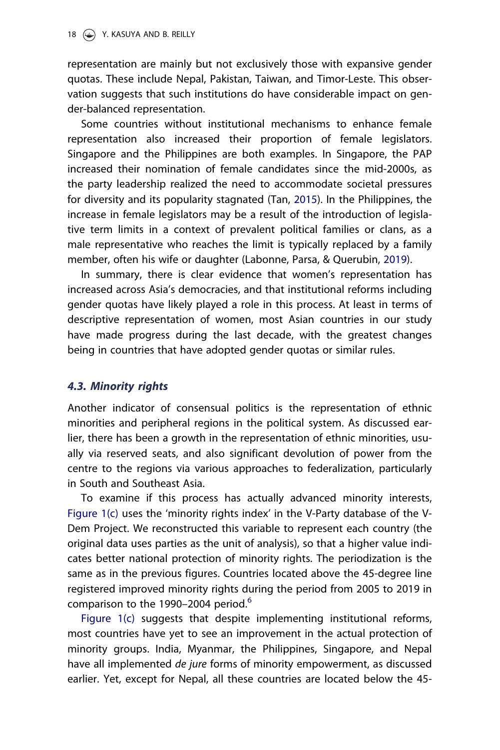representation are mainly but not exclusively those with expansive gender quotas. These include Nepal, Pakistan, Taiwan, and Timor-Leste. This observation suggests that such institutions do have considerable impact on gender-balanced representation.

Some countries without institutional mechanisms to enhance female representation also increased their proportion of female legislators. Singapore and the Philippines are both examples. In Singapore, the PAP increased their nomination of female candidates since the mid-2000s, as the party leadership realized the need to accommodate societal pressures for diversity and its popularity stagnated (Tan, 2015). In the Philippines, the increase in female legislators may be a result of the introduction of legislative term limits in a context of prevalent political families or clans, as a male representative who reaches the limit is typically replaced by a family member, often his wife or daughter (Labonne, Parsa, & Querubin, 2019).

In summary, there is clear evidence that women's representation has increased across Asia's democracies, and that institutional reforms including gender quotas have likely played a role in this process. At least in terms of descriptive representation of women, most Asian countries in our study have made progress during the last decade, with the greatest changes being in countries that have adopted gender quotas or similar rules.

### *4.3. Minority rights*

Another indicator of consensual politics is the representation of ethnic minorities and peripheral regions in the political system. As discussed earlier, there has been a growth in the representation of ethnic minorities, usually via reserved seats, and also significant devolution of power from the centre to the regions via various approaches to federalization, particularly in South and Southeast Asia.

To examine if this process has actually advanced minority interests, Figure 1(c) uses the 'minority rights index' in the V-Party database of the V-Dem Project. We reconstructed this variable to represent each country (the original data uses parties as the unit of analysis), so that a higher value indicates better national protection of minority rights. The periodization is the same as in the previous figures. Countries located above the 45-degree line registered improved minority rights during the period from 2005 to 2019 in comparison to the 1990–2004 period.[6]

Figure 1(c) suggests that despite implementing institutional reforms, most countries have yet to see an improvement in the actual protection of minority groups. India, Myanmar, the Philippines, Singapore, and Nepal have all implemented *de jure* forms of minority empowerment, as discussed earlier. Yet, except for Nepal, all these countries are located below the 45-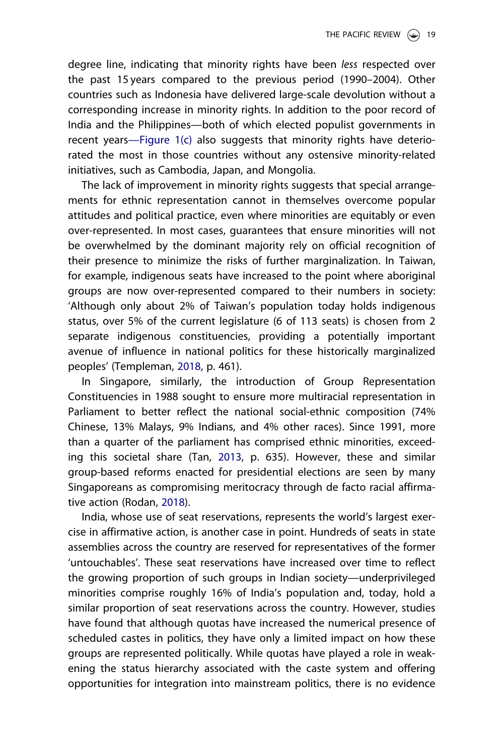degree line, indicating that minority rights have been *less* respected over the past 15 years compared to the previous period (1990–2004). Other countries such as Indonesia have delivered large-scale devolution without a corresponding increase in minority rights. In addition to the poor record of India and the Philippines—both of which elected populist governments in recent years—Figure 1(c) also suggests that minority rights have deteriorated the most in those countries without any ostensive minority-related initiatives, such as Cambodia, Japan, and Mongolia.

The lack of improvement in minority rights suggests that special arrangements for ethnic representation cannot in themselves overcome popular attitudes and political practice, even where minorities are equitably or even over-represented. In most cases, guarantees that ensure minorities will not be overwhelmed by the dominant majority rely on official recognition of their presence to minimize the risks of further marginalization. In Taiwan, for example, indigenous seats have increased to the point where aboriginal groups are now over-represented compared to their numbers in society: 'Although only about 2% of Taiwan's population today holds indigenous status, over 5% of the current legislature (6 of 113 seats) is chosen from 2 separate indigenous constituencies, providing a potentially important avenue of influence in national politics for these historically marginalized peoples' (Templeman, 2018, p. 461).

In Singapore, similarly, the introduction of Group Representation Constituencies in 1988 sought to ensure more multiracial representation in Parliament to better reflect the national social-ethnic composition (74% Chinese, 13% Malays, 9% Indians, and 4% other races). Since 1991, more than a quarter of the parliament has comprised ethnic minorities, exceeding this societal share (Tan, 2013, p. 635). However, these and similar group-based reforms enacted for presidential elections are seen by many Singaporeans as compromising meritocracy through de facto racial affirmative action (Rodan, 2018).

India, whose use of seat reservations, represents the world's largest exercise in affirmative action, is another case in point. Hundreds of seats in state assemblies across the country are reserved for representatives of the former 'untouchables'. These seat reservations have increased over time to reflect the growing proportion of such groups in Indian society—underprivileged minorities comprise roughly 16% of India's population and, today, hold a similar proportion of seat reservations across the country. However, studies have found that although quotas have increased the numerical presence of scheduled castes in politics, they have only a limited impact on how these groups are represented politically. While quotas have played a role in weakening the status hierarchy associated with the caste system and offering opportunities for integration into mainstream politics, there is no evidence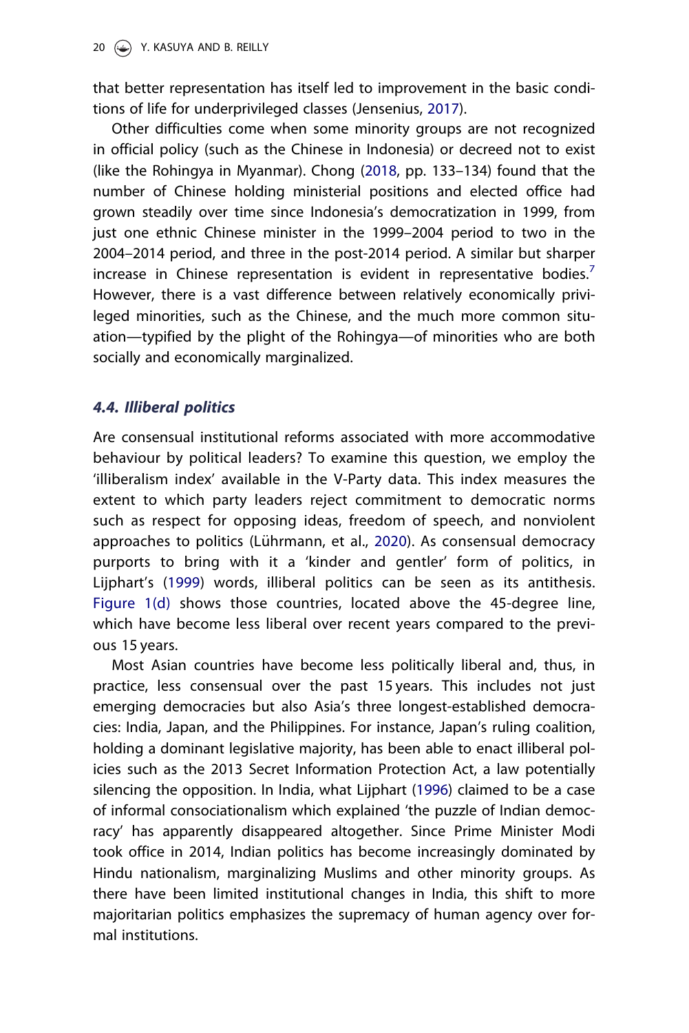that better representation has itself led to improvement in the basic conditions of life for underprivileged classes (Jensenius, 2017).

Other difficulties come when some minority groups are not recognized in official policy (such as the Chinese in Indonesia) or decreed not to exist (like the Rohingya in Myanmar). Chong (2018, pp. 133–134) found that the number of Chinese holding ministerial positions and elected office had grown steadily over time since Indonesia's democratization in 1999, from just one ethnic Chinese minister in the 1999–2004 period to two in the 2004–2014 period, and three in the post-2014 period. A similar but sharper increase in Chinese representation is evident in representative bodies.[7] However, there is a vast difference between relatively economically privileged minorities, such as the Chinese, and the much more common situation—typified by the plight of the Rohingya—of minorities who are both socially and economically marginalized.

### *4.4. Illiberal politics*

Are consensual institutional reforms associated with more accommodative behaviour by political leaders? To examine this question, we employ the 'illiberalism index' available in the V-Party data. This index measures the extent to which party leaders reject commitment to democratic norms such as respect for opposing ideas, freedom of speech, and nonviolent approaches to politics (Lührmann, et al., 2020). As consensual democracy purports to bring with it a 'kinder and gentler' form of politics, in Lijphart's (1999) words, illiberal politics can be seen as its antithesis. Figure 1(d) shows those countries, located above the 45-degree line, which have become less liberal over recent years compared to the previous 15 years.

Most Asian countries have become less politically liberal and, thus, in practice, less consensual over the past 15 years. This includes not just emerging democracies but also Asia's three longest-established democracies: India, Japan, and the Philippines. For instance, Japan's ruling coalition, holding a dominant legislative majority, has been able to enact illiberal policies such as the 2013 Secret Information Protection Act, a law potentially silencing the opposition. In India, what Lijphart (1996) claimed to be a case of informal consociationalism which explained 'the puzzle of Indian democracy' has apparently disappeared altogether. Since Prime Minister Modi took office in 2014, Indian politics has become increasingly dominated by Hindu nationalism, marginalizing Muslims and other minority groups. As there have been limited institutional changes in India, this shift to more majoritarian politics emphasizes the supremacy of human agency over formal institutions.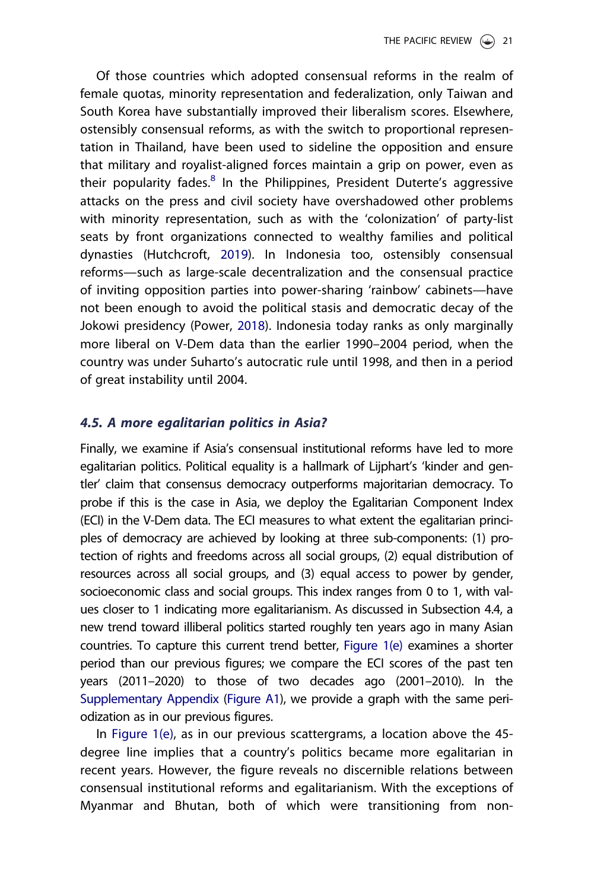Of those countries which adopted consensual reforms in the realm of female quotas, minority representation and federalization, only Taiwan and South Korea have substantially improved their liberalism scores. Elsewhere, ostensibly consensual reforms, as with the switch to proportional representation in Thailand, have been used to sideline the opposition and ensure that military and royalist-aligned forces maintain a grip on power, even as their popularity fades.[8] In the Philippines, President Duterte's aggressive attacks on the press and civil society have overshadowed other problems with minority representation, such as with the 'colonization' of party-list seats by front organizations connected to wealthy families and political dynasties (Hutchcroft, 2019). In Indonesia too, ostensibly consensual reforms—such as large-scale decentralization and the consensual practice of inviting opposition parties into power-sharing 'rainbow' cabinets—have not been enough to avoid the political stasis and democratic decay of the Jokowi presidency (Power, 2018). Indonesia today ranks as only marginally more liberal on V-Dem data than the earlier 1990–2004 period, when the country was under Suharto's autocratic rule until 1998, and then in a period of great instability until 2004.

### *4.5. A more egalitarian politics in Asia?*

Finally, we examine if Asia's consensual institutional reforms have led to more egalitarian politics. Political equality is a hallmark of Lijphart's 'kinder and gentler' claim that consensus democracy outperforms majoritarian democracy. To probe if this is the case in Asia, we deploy the Egalitarian Component Index (ECI) in the V-Dem data. The ECI measures to what extent the egalitarian principles of democracy are achieved by looking at three sub-components: (1) protection of rights and freedoms across all social groups, (2) equal distribution of resources across all social groups, and (3) equal access to power by gender, socioeconomic class and social groups. This index ranges from 0 to 1, with values closer to 1 indicating more egalitarianism. As discussed in Subsection 4.4, a new trend toward illiberal politics started roughly ten years ago in many Asian countries. To capture this current trend better, Figure 1(e) examines a shorter period than our previous figures; we compare the ECI scores of the past ten years (2011–2020) to those of two decades ago (2001–2010). In the Supplementary Appendix (Figure A1), we provide a graph with the same periodization as in our previous figures.

In Figure 1(e), as in our previous scattergrams, a location above the 45-degree line implies that a country's politics became more egalitarian in recent years. However, the figure reveals no discernible relations between consensual institutional reforms and egalitarianism. With the exceptions of Myanmar and Bhutan, both of which were transitioning from non-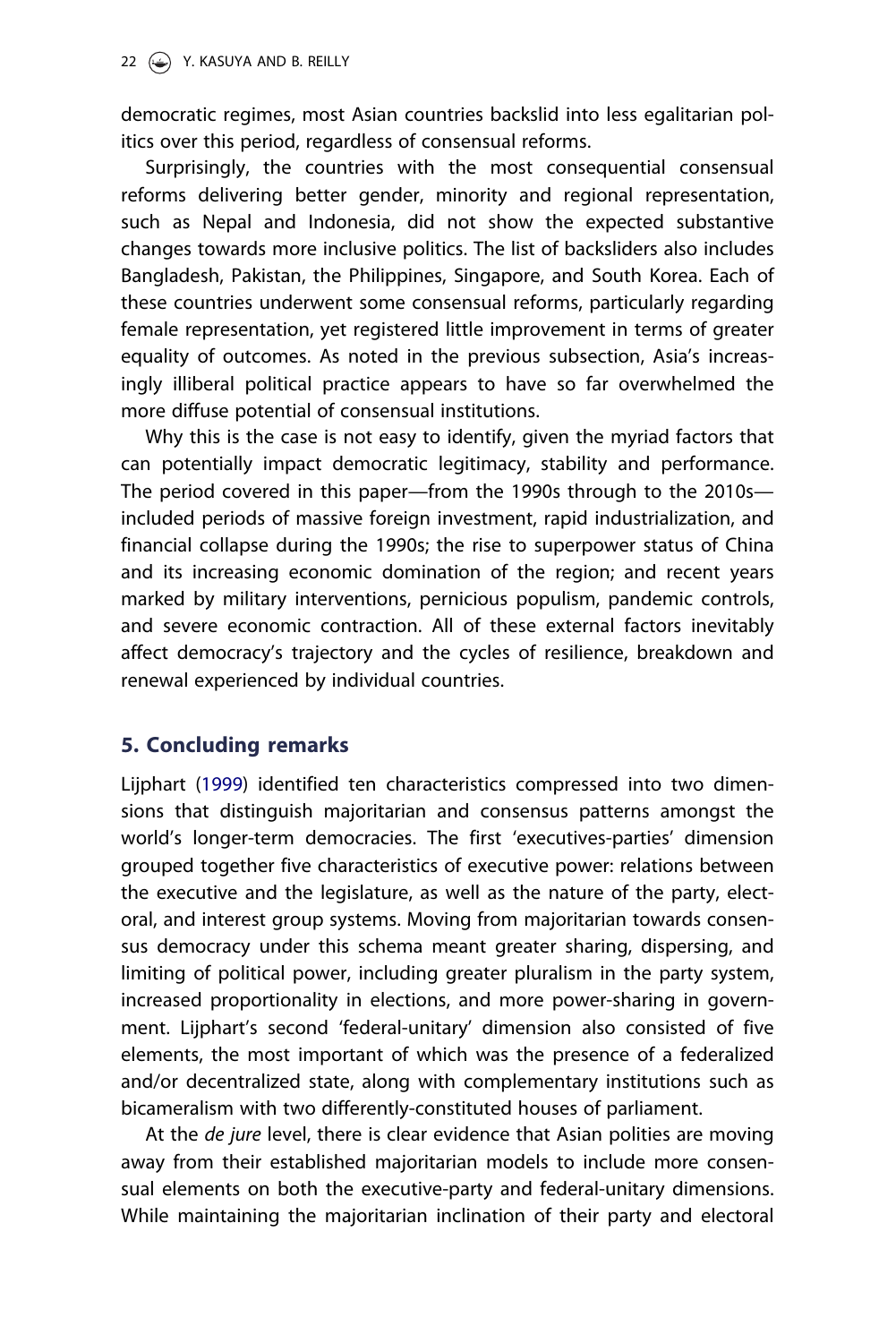democratic regimes, most Asian countries backslid into less egalitarian politics over this period, regardless of consensual reforms.

Surprisingly, the countries with the most consequential consensual reforms delivering better gender, minority and regional representation, such as Nepal and Indonesia, did not show the expected substantive changes towards more inclusive politics. The list of backsliders also includes Bangladesh, Pakistan, the Philippines, Singapore, and South Korea. Each of these countries underwent some consensual reforms, particularly regarding female representation, yet registered little improvement in terms of greater equality of outcomes. As noted in the previous subsection, Asia's increasingly illiberal political practice appears to have so far overwhelmed the more diffuse potential of consensual institutions.

Why this is the case is not easy to identify, given the myriad factors that can potentially impact democratic legitimacy, stability and performance. The period covered in this paper—from the 1990s through to the 2010s—included periods of massive foreign investment, rapid industrialization, and financial collapse during the 1990s; the rise to superpower status of China and its increasing economic domination of the region; and recent years marked by military interventions, pernicious populism, pandemic controls, and severe economic contraction. All of these external factors inevitably affect democracy's trajectory and the cycles of resilience, breakdown and renewal experienced by individual countries.

## 5. Concluding remarks

Lijphart (1999) identified ten characteristics compressed into two dimensions that distinguish majoritarian and consensus patterns amongst the world's longer-term democracies. The first 'executives-parties' dimension grouped together five characteristics of executive power: relations between the executive and the legislature, as well as the nature of the party, electoral, and interest group systems. Moving from majoritarian towards consensus democracy under this schema meant greater sharing, dispersing, and limiting of political power, including greater pluralism in the party system, increased proportionality in elections, and more power-sharing in government. Lijphart's second 'federal-unitary' dimension also consisted of five elements, the most important of which was the presence of a federalized and/or decentralized state, along with complementary institutions such as bicameralism with two differently-constituted houses of parliament.

At the *de jure* level, there is clear evidence that Asian polities are moving away from their established majoritarian models to include more consensual elements on both the executive-party and federal-unitary dimensions. While maintaining the majoritarian inclination of their party and electoral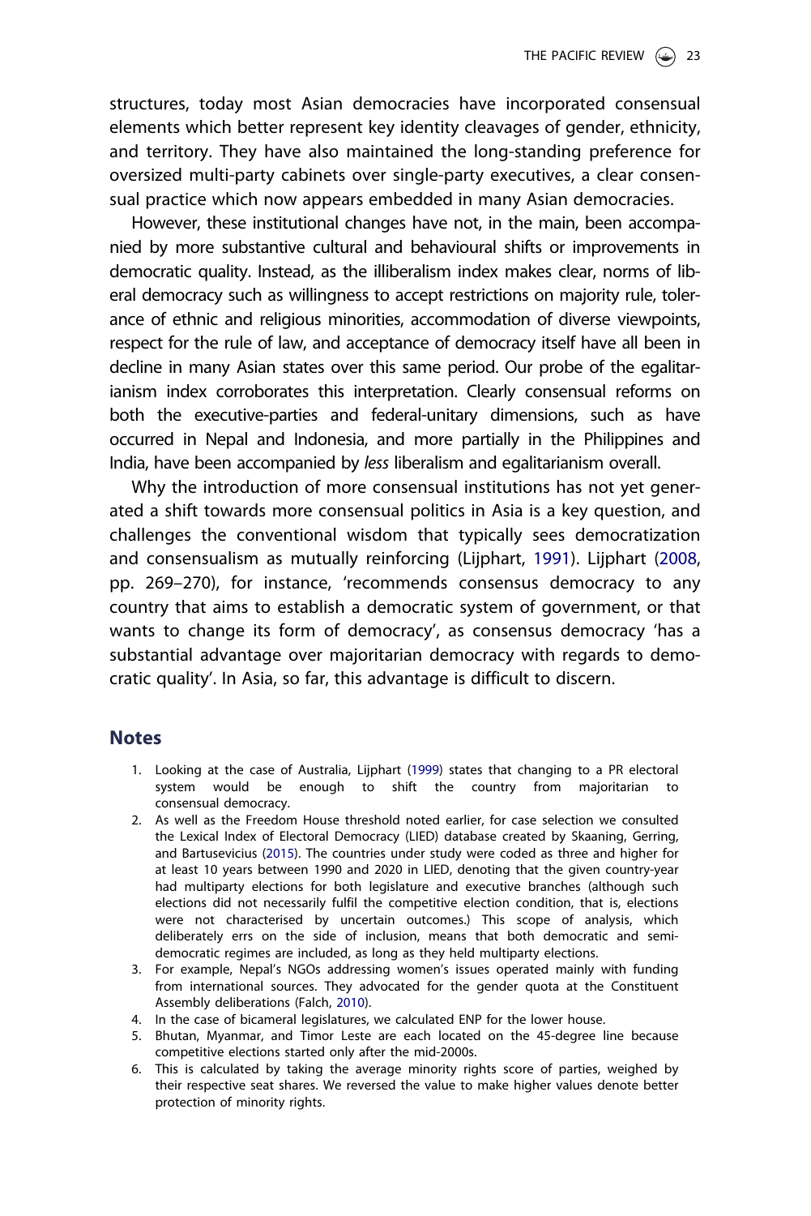structures, today most Asian democracies have incorporated consensual elements which better represent key identity cleavages of gender, ethnicity, and territory. They have also maintained the long-standing preference for oversized multi-party cabinets over single-party executives, a clear consensual practice which now appears embedded in many Asian democracies.

However, these institutional changes have not, in the main, been accompanied by more substantive cultural and behavioural shifts or improvements in democratic quality. Instead, as the illiberalism index makes clear, norms of liberal democracy such as willingness to accept restrictions on majority rule, tolerance of ethnic and religious minorities, accommodation of diverse viewpoints, respect for the rule of law, and acceptance of democracy itself have all been in decline in many Asian states over this same period. Our probe of the egalitarianism index corroborates this interpretation. Clearly consensual reforms on both the executive-parties and federal-unitary dimensions, such as have occurred in Nepal and Indonesia, and more partially in the Philippines and India, have been accompanied by *less* liberalism and egalitarianism overall.

Why the introduction of more consensual institutions has not yet generated a shift towards more consensual politics in Asia is a key question, and challenges the conventional wisdom that typically sees democratization and consensualism as mutually reinforcing (Lijphart, 1991). Lijphart (2008, pp. 269–270), for instance, 'recommends consensus democracy to any country that aims to establish a democratic system of government, or that wants to change its form of democracy', as consensus democracy 'has a substantial advantage over majoritarian democracy with regards to democratic quality'. In Asia, so far, this advantage is difficult to discern.

## Notes

1. Looking at the case of Australia, Lijphart (1999) states that changing to a PR electoral system would be enough to shift the country from majoritarian to consensual democracy.
2. As well as the Freedom House threshold noted earlier, for case selection we consulted the Lexical Index of Electoral Democracy (LIED) database created by Skaaning, Gerring, and Bartusevicius (2015). The countries under study were coded as three and higher for at least 10 years between 1990 and 2020 in LIED, denoting that the given country-year had multiparty elections for both legislature and executive branches (although such elections did not necessarily fulfil the competitive election condition, that is, elections were not characterised by uncertain outcomes.) This scope of analysis, which deliberately errs on the side of inclusion, means that both democratic and semi-democratic regimes are included, as long as they held multiparty elections.
3. For example, Nepal's NGOs addressing women's issues operated mainly with funding from international sources. They advocated for the gender quota at the Constituent Assembly deliberations (Falch, 2010).
4. In the case of bicameral legislatures, we calculated ENP for the lower house.
5. Bhutan, Myanmar, and Timor Leste are each located on the 45-degree line because competitive elections started only after the mid-2000s.
6. This is calculated by taking the average minority rights score of parties, weighed by their respective seat shares. We reversed the value to make higher values denote better protection of minority rights.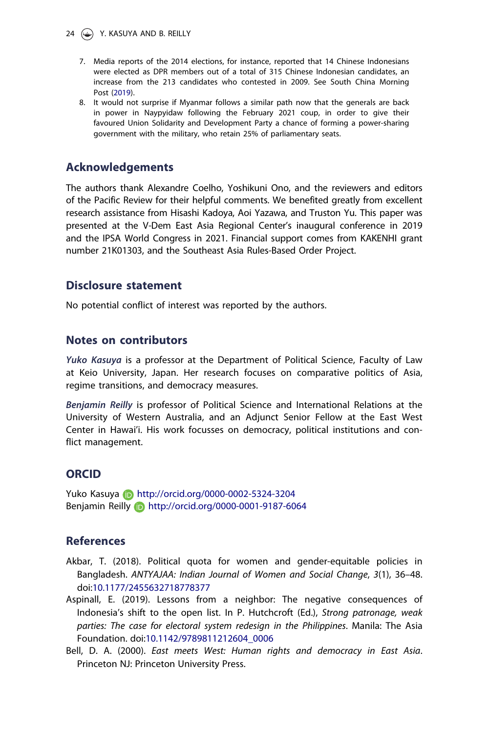7. Media reports of the 2014 elections, for instance, reported that 14 Chinese Indonesians were elected as DPR members out of a total of 315 Chinese Indonesian candidates, an increase from the 213 candidates who contested in 2009. See South China Morning Post (2019).
8. It would not surprise if Myanmar follows a similar path now that the generals are back in power in Naypyidaw following the February 2021 coup, in order to give their favoured Union Solidarity and Development Party a chance of forming a power-sharing government with the military, who retain 25% of parliamentary seats.

## Acknowledgements

The authors thank Alexandre Coelho, Yoshikuni Ono, and the reviewers and editors of the Pacific Review for their helpful comments. We benefited greatly from excellent research assistance from Hisashi Kadoya, Aoi Yazawa, and Truston Yu. This paper was presented at the V-Dem East Asia Regional Center's inaugural conference in 2019 and the IPSA World Congress in 2021. Financial support comes from KAKENHI grant number 21K01303, and the Southeast Asia Rules-Based Order Project.

## Disclosure statement

No potential conflict of interest was reported by the authors.

## Notes on contributors

***Yuko Kasuya*** is a professor at the Department of Political Science, Faculty of Law at Keio University, Japan. Her research focuses on comparative politics of Asia, regime transitions, and democracy measures.

***Benjamin Reilly*** is professor of Political Science and International Relations at the University of Western Australia, and an Adjunct Senior Fellow at the East West Center in Hawai'i. His work focusses on democracy, political institutions and conflict management.

## ORCID

Yuko Kasuya http://orcid.org/0000-0002-5324-3204
Benjamin Reilly http://orcid.org/0000-0001-9187-6064

## References

Akbar, T. (2018). Political quota for women and gender-equitable policies in Bangladesh. *ANTYAJAA: Indian Journal of Women and Social Change*, *3*(1), 36–48. doi:10.1177/2455632718778377

Aspinall, E. (2019). Lessons from a neighbor: The negative consequences of Indonesia's shift to the open list. In P. Hutchcroft (Ed.), *Strong patronage, weak parties: The case for electoral system redesign in the Philippines*. Manila: The Asia Foundation. doi:10.1142/9789811212604_0006

Bell, D. A. (2000). *East meets West: Human rights and democracy in East Asia*. Princeton NJ: Princeton University Press.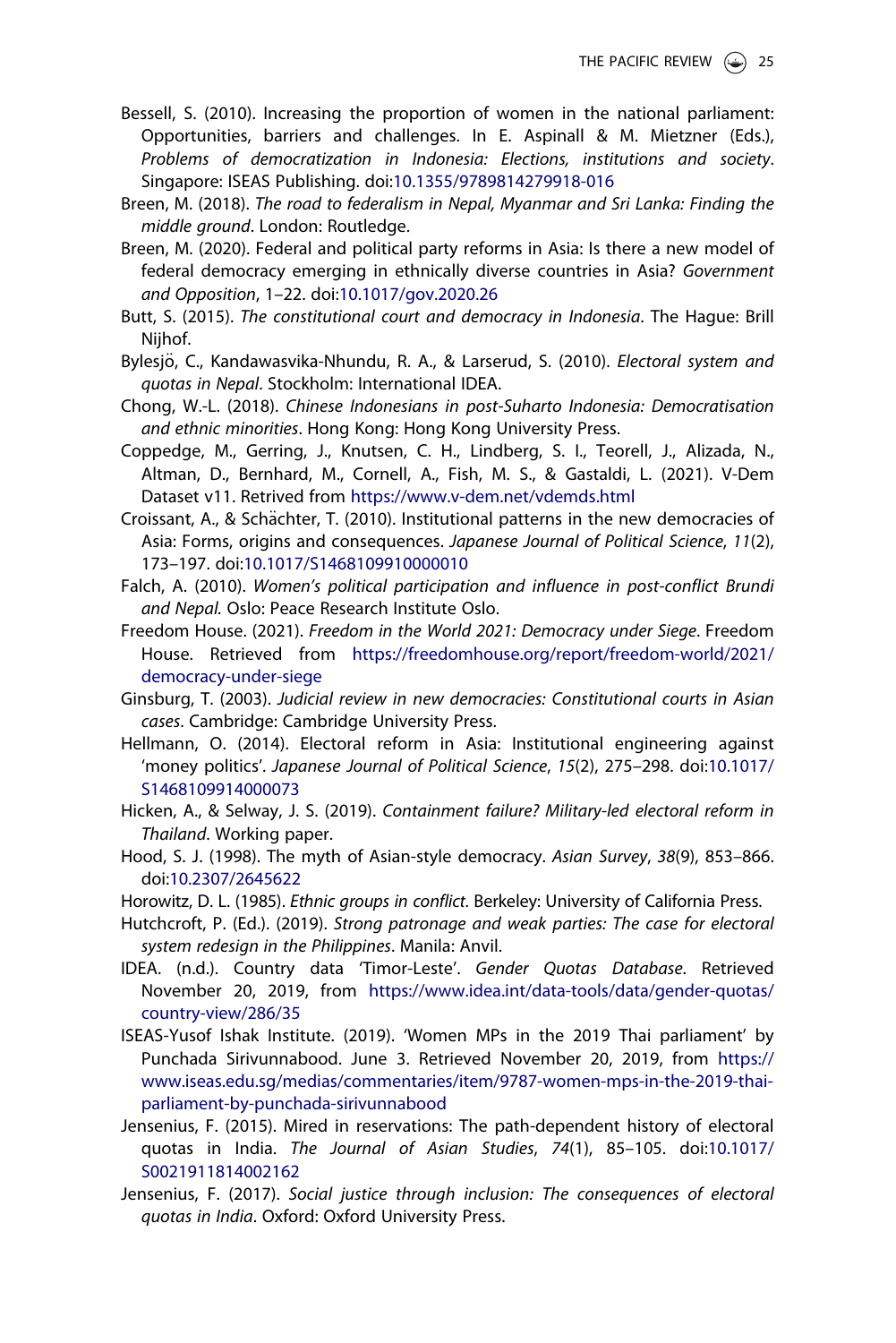Bessell, S. (2010). Increasing the proportion of women in the national parliament: Opportunities, barriers and challenges. In E. Aspinall & M. Mietzner (Eds.), *Problems of democratization in Indonesia: Elections, institutions and society*. Singapore: ISEAS Publishing. doi:10.1355/9789814279918-016

Breen, M. (2018). *The road to federalism in Nepal, Myanmar and Sri Lanka: Finding the middle ground*. London: Routledge.

Breen, M. (2020). Federal and political party reforms in Asia: Is there a new model of federal democracy emerging in ethnically diverse countries in Asia? *Government and Opposition*, 1–22. doi:10.1017/gov.2020.26

Butt, S. (2015). *The constitutional court and democracy in Indonesia*. The Hague: Brill Nijhof.

Bylesjö, C., Kandawasvika-Nhundu, R. A., & Larserud, S. (2010). *Electoral system and quotas in Nepal*. Stockholm: International IDEA.

Chong, W.-L. (2018). *Chinese Indonesians in post-Suharto Indonesia: Democratisation and ethnic minorities*. Hong Kong: Hong Kong University Press.

Coppedge, M., Gerring, J., Knutsen, C. H., Lindberg, S. I., Teorell, J., Alizada, N., Altman, D., Bernhard, M., Cornell, A., Fish, M. S., & Gastaldi, L. (2021). V-Dem Dataset v11. Retrived from https://www.v-dem.net/vdemds.html

Croissant, A., & Schächter, T. (2010). Institutional patterns in the new democracies of Asia: Forms, origins and consequences. *Japanese Journal of Political Science*, *11*(2), 173–197. doi:10.1017/S1468109910000010

Falch, A. (2010). *Women's political participation and influence in post-conflict Brundi and Nepal.* Oslo: Peace Research Institute Oslo.

Freedom House. (2021). *Freedom in the World 2021: Democracy under Siege*. Freedom House. Retrieved from https://freedomhouse.org/report/freedom-world/2021/democracy-under-siege

Ginsburg, T. (2003). *Judicial review in new democracies: Constitutional courts in Asian cases*. Cambridge: Cambridge University Press.

Hellmann, O. (2014). Electoral reform in Asia: Institutional engineering against 'money politics'. *Japanese Journal of Political Science*, *15*(2), 275–298. doi:10.1017/S1468109914000073

Hicken, A., & Selway, J. S. (2019). *Containment failure? Military-led electoral reform in Thailand.* Working paper.

Hood, S. J. (1998). The myth of Asian-style democracy. *Asian Survey*, *38*(9), 853–866. doi:10.2307/2645622

Horowitz, D. L. (1985). *Ethnic groups in conflict*. Berkeley: University of California Press.

Hutchcroft, P. (Ed.). (2019). *Strong patronage and weak parties: The case for electoral system redesign in the Philippines*. Manila: Anvil.

IDEA. (n.d.). Country data 'Timor-Leste'. *Gender Quotas Database*. Retrieved November 20, 2019, from https://www.idea.int/data-tools/data/gender-quotas/country-view/286/35

ISEAS-Yusof Ishak Institute. (2019). 'Women MPs in the 2019 Thai parliament' by Punchada Sirivunnabood. June 3. Retrieved November 20, 2019, from https://www.iseas.edu.sg/medias/commentaries/item/9787-women-mps-in-the-2019-thai-parliament-by-punchada-sirivunnabood

Jensenius, F. (2015). Mired in reservations: The path-dependent history of electoral quotas in India. *The Journal of Asian Studies*, *74*(1), 85–105. doi:10.1017/S0021911814002162

Jensenius, F. (2017). *Social justice through inclusion: The consequences of electoral quotas in India*. Oxford: Oxford University Press.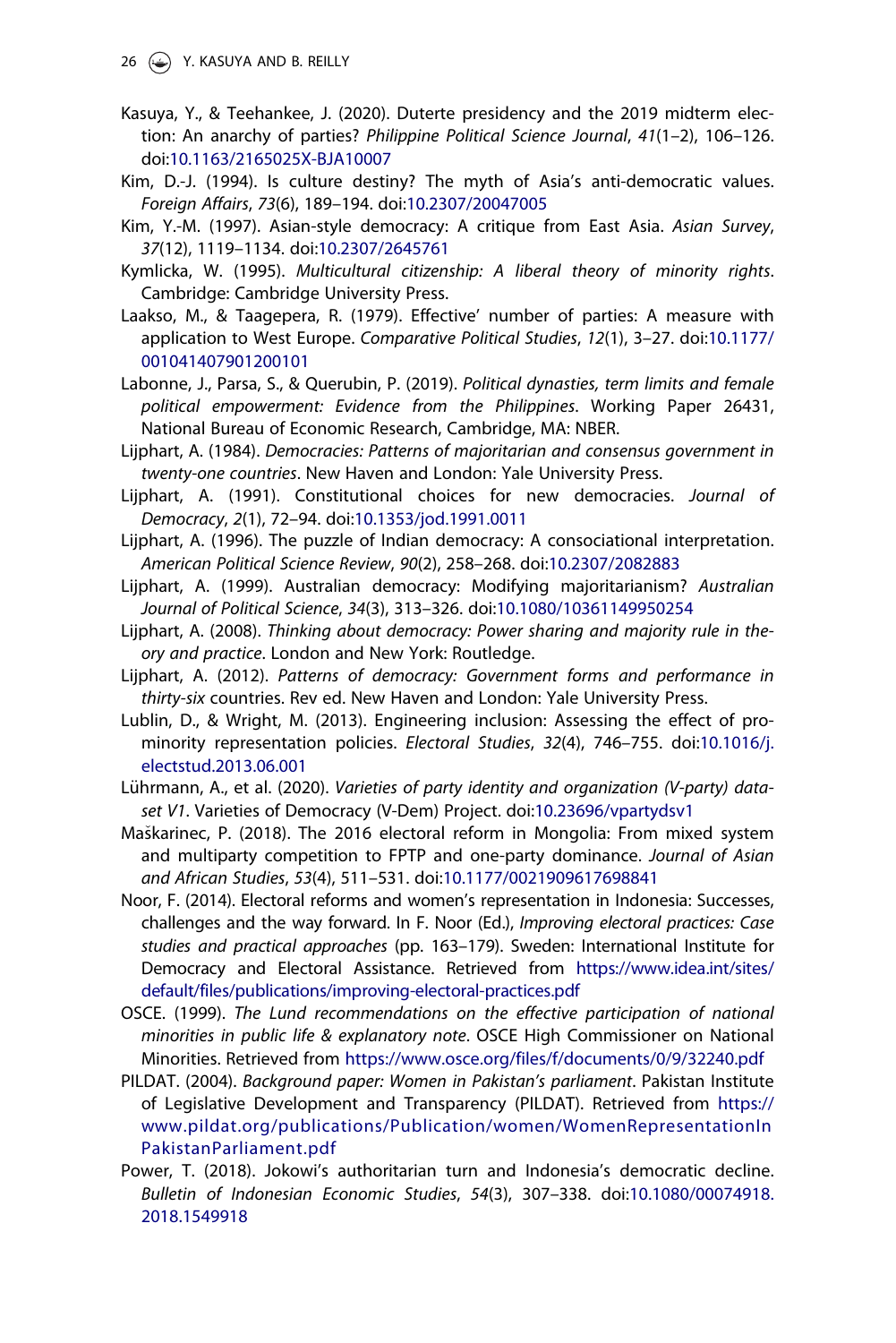Kasuya, Y., & Teehankee, J. (2020). Duterte presidency and the 2019 midterm election: An anarchy of parties? *Philippine Political Science Journal*, *41*(1–2), 106–126. doi:10.1163/2165025X-BJA10007

Kim, D.-J. (1994). Is culture destiny? The myth of Asia's anti-democratic values. *Foreign Affairs*, *73*(6), 189–194. doi:10.2307/20047005

Kim, Y.-M. (1997). Asian-style democracy: A critique from East Asia. *Asian Survey*, *37*(12), 1119–1134. doi:10.2307/2645761

Kymlicka, W. (1995). *Multicultural citizenship: A liberal theory of minority rights*. Cambridge: Cambridge University Press.

Laakso, M., & Taagepera, R. (1979). Effective' number of parties: A measure with application to West Europe. *Comparative Political Studies*, *12*(1), 3–27. doi:10.1177/001041407901200101

Labonne, J., Parsa, S., & Querubin, P. (2019). *Political dynasties, term limits and female political empowerment: Evidence from the Philippines*. Working Paper 26431, National Bureau of Economic Research, Cambridge, MA: NBER.

Lijphart, A. (1984). *Democracies: Patterns of majoritarian and consensus government in twenty-one countries*. New Haven and London: Yale University Press.

Lijphart, A. (1991). Constitutional choices for new democracies. *Journal of Democracy*, *2*(1), 72–94. doi:10.1353/jod.1991.0011

Lijphart, A. (1996). The puzzle of Indian democracy: A consociational interpretation. *American Political Science Review*, *90*(2), 258–268. doi:10.2307/2082883

Lijphart, A. (1999). Australian democracy: Modifying majoritarianism? *Australian Journal of Political Science*, *34*(3), 313–326. doi:10.1080/10361149950254

Lijphart, A. (2008). *Thinking about democracy: Power sharing and majority rule in theory and practice*. London and New York: Routledge.

Lijphart, A. (2012). *Patterns of democracy: Government forms and performance in thirty-six* countries. Rev ed. New Haven and London: Yale University Press.

Lublin, D., & Wright, M. (2013). Engineering inclusion: Assessing the effect of pro-minority representation policies. *Electoral Studies*, *32*(4), 746–755. doi:10.1016/j.electstud.2013.06.001

Lührmann, A., et al. (2020). *Varieties of party identity and organization (V-party) dataset V1*. Varieties of Democracy (V-Dem) Project. doi:10.23696/vpartydsv1

Maškarinec, P. (2018). The 2016 electoral reform in Mongolia: From mixed system and multiparty competition to FPTP and one-party dominance. *Journal of Asian and African Studies*, *53*(4), 511–531. doi:10.1177/0021909617698841

Noor, F. (2014). Electoral reforms and women's representation in Indonesia: Successes, challenges and the way forward. In F. Noor (Ed.), *Improving electoral practices: Case studies and practical approaches* (pp. 163–179). Sweden: International Institute for Democracy and Electoral Assistance. Retrieved from https://www.idea.int/sites/default/files/publications/improving-electoral-practices.pdf

OSCE. (1999). *The Lund recommendations on the effective participation of national minorities in public life & explanatory note*. OSCE High Commissioner on National Minorities. Retrieved from https://www.osce.org/files/f/documents/0/9/32240.pdf

PILDAT. (2004). *Background paper: Women in Pakistan's parliament*. Pakistan Institute of Legislative Development and Transparency (PILDAT). Retrieved from https://www.pildat.org/publications/Publication/women/WomenRepresentationInPakistanParliament.pdf

Power, T. (2018). Jokowi's authoritarian turn and Indonesia's democratic decline. *Bulletin of Indonesian Economic Studies*, *54*(3), 307–338. doi:10.1080/00074918.2018.1549918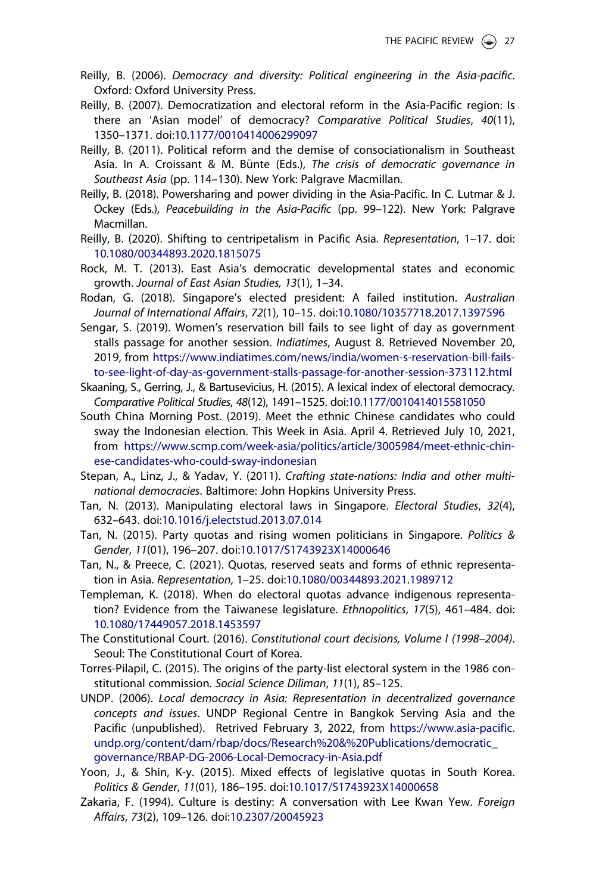Reilly, B. (2006). *Democracy and diversity: Political engineering in the Asia-pacific*. Oxford: Oxford University Press.

Reilly, B. (2007). Democratization and electoral reform in the Asia-Pacific region: Is there an 'Asian model' of democracy? *Comparative Political Studies*, *40*(11), 1350–1371. doi:10.1177/0010414006299097

Reilly, B. (2011). Political reform and the demise of consociationalism in Southeast Asia. In A. Croissant & M. Bünte (Eds.), *The crisis of democratic governance in Southeast Asia* (pp. 114–130). New York: Palgrave Macmillan.

Reilly, B. (2018). Powersharing and power dividing in the Asia-Pacific. In C. Lutmar & J. Ockey (Eds.), *Peacebuilding in the Asia-Pacific* (pp. 99–122). New York: Palgrave Macmillan.

Reilly, B. (2020). Shifting to centripetalism in Pacific Asia. *Representation*, 1–17. doi: 10.1080/00344893.2020.1815075

Rock, M. T. (2013). East Asia's democratic developmental states and economic growth. *Journal of East Asian Studies, 13*(1), 1–34.

Rodan, G. (2018). Singapore's elected president: A failed institution. *Australian Journal of International Affairs*, *72*(1), 10–15. doi:10.1080/10357718.2017.1397596

Sengar, S. (2019). Women's reservation bill fails to see light of day as government stalls passage for another session. *Indiatimes*, August 8. Retrieved November 20, 2019, from https://www.indiatimes.com/news/india/women-s-reservation-bill-fails-to-see-light-of-day-as-government-stalls-passage-for-another-session-373112.html

Skaaning, S., Gerring, J., & Bartusevicius, H. (2015). A lexical index of electoral democracy. *Comparative Political Studies*, *48*(12), 1491–1525. doi:10.1177/0010414015581050

South China Morning Post. (2019). Meet the ethnic Chinese candidates who could sway the Indonesian election. This Week in Asia. April 4. Retrieved July 10, 2021, from https://www.scmp.com/week-asia/politics/article/3005984/meet-ethnic-chinese-candidates-who-could-sway-indonesian

Stepan, A., Linz, J., & Yadav, Y. (2011). *Crafting state-nations: India and other multinational democracies*. Baltimore: John Hopkins University Press.

Tan, N. (2013). Manipulating electoral laws in Singapore. *Electoral Studies*, *32*(4), 632–643. doi:10.1016/j.electstud.2013.07.014

Tan, N. (2015). Party quotas and rising women politicians in Singapore. *Politics & Gender*, *11*(01), 196–207. doi:10.1017/S1743923X14000646

Tan, N., & Preece, C. (2021). Quotas, reserved seats and forms of ethnic representation in Asia. *Representation*, 1–25. doi:10.1080/00344893.2021.1989712

Templeman, K. (2018). When do electoral quotas advance indigenous representation? Evidence from the Taiwanese legislature. *Ethnopolitics*, *17*(5), 461–484. doi: 10.1080/17449057.2018.1453597

The Constitutional Court. (2016). *Constitutional court decisions, Volume I (1998–2004)*. Seoul: The Constitutional Court of Korea.

Torres-Pilapil, C. (2015). The origins of the party-list electoral system in the 1986 constitutional commission. *Social Science Diliman*, *11*(1), 85–125.

UNDP. (2006). *Local democracy in Asia: Representation in decentralized governance concepts and issues*. UNDP Regional Centre in Bangkok Serving Asia and the Pacific (unpublished). Retrived February 3, 2022, from https://www.asia-pacific.undp.org/content/dam/rbap/docs/Research%20&%20Publications/democratic_governance/RBAP-DG-2006-Local-Democracy-in-Asia.pdf

Yoon, J., & Shin, K-y. (2015). Mixed effects of legislative quotas in South Korea. *Politics & Gender*, *11*(01), 186–195. doi:10.1017/S1743923X14000658

Zakaria, F. (1994). Culture is destiny: A conversation with Lee Kwan Yew. *Foreign Affairs*, *73*(2), 109–126. doi:10.2307/20045923